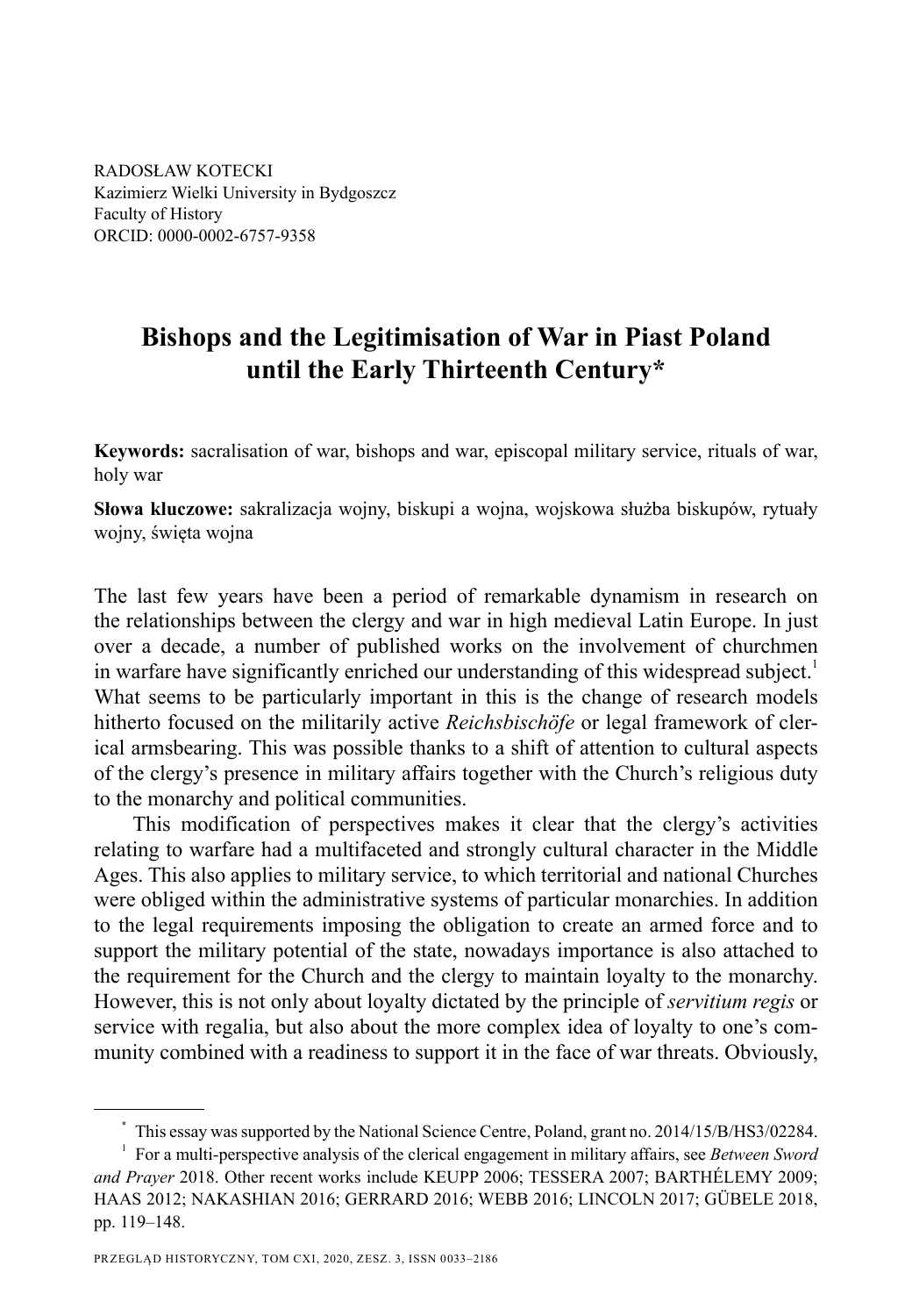RADOSŁAW KOTECKI
Kazimierz Wielki University in Bydgoszcz
Faculty of History
ORCID: 0000-0002-6757-9358

# Bishops and the Legitimisation of War in Piast Poland until the Early Thirteenth Century*

**Keywords:** sacralisation of war, bishops and war, episcopal military service, rituals of war, holy war

**Słowa kluczowe:** sakralizacja wojny, biskupi a wojna, wojskowa służba biskupów, rytuały wojny, święta wojna

The last few years have been a period of remarkable dynamism in research on the relationships between the clergy and war in high medieval Latin Europe. In just over a decade, a number of published works on the involvement of churchmen in warfare have significantly enriched our understanding of this widespread subject.[1] What seems to be particularly important in this is the change of research models hitherto focused on the militarily active *Reichsbischöfe* or legal framework of clerical armsbearing. This was possible thanks to a shift of attention to cultural aspects of the clergy's presence in military affairs together with the Church's religious duty to the monarchy and political communities.

This modification of perspectives makes it clear that the clergy's activities relating to warfare had a multifaceted and strongly cultural character in the Middle Ages. This also applies to military service, to which territorial and national Churches were obliged within the administrative systems of particular monarchies. In addition to the legal requirements imposing the obligation to create an armed force and to support the military potential of the state, nowadays importance is also attached to the requirement for the Church and the clergy to maintain loyalty to the monarchy. However, this is not only about loyalty dictated by the principle of *servitium regis* or service with regalia, but also about the more complex idea of loyalty to one's community combined with a readiness to support it in the face of war threats. Obviously,

---

* This essay was supported by the National Science Centre, Poland, grant no. 2014/15/B/HS3/02284.

[1] For a multi-perspective analysis of the clerical engagement in military affairs, see *Between Sword and Prayer* 2018. Other recent works include KEUPP 2006; TESSERA 2007; BARTHÉLEMY 2009; HAAS 2012; NAKASHIAN 2016; GERRARD 2016; WEBB 2016; LINCOLN 2017; GÜBELE 2018, pp. 119–148.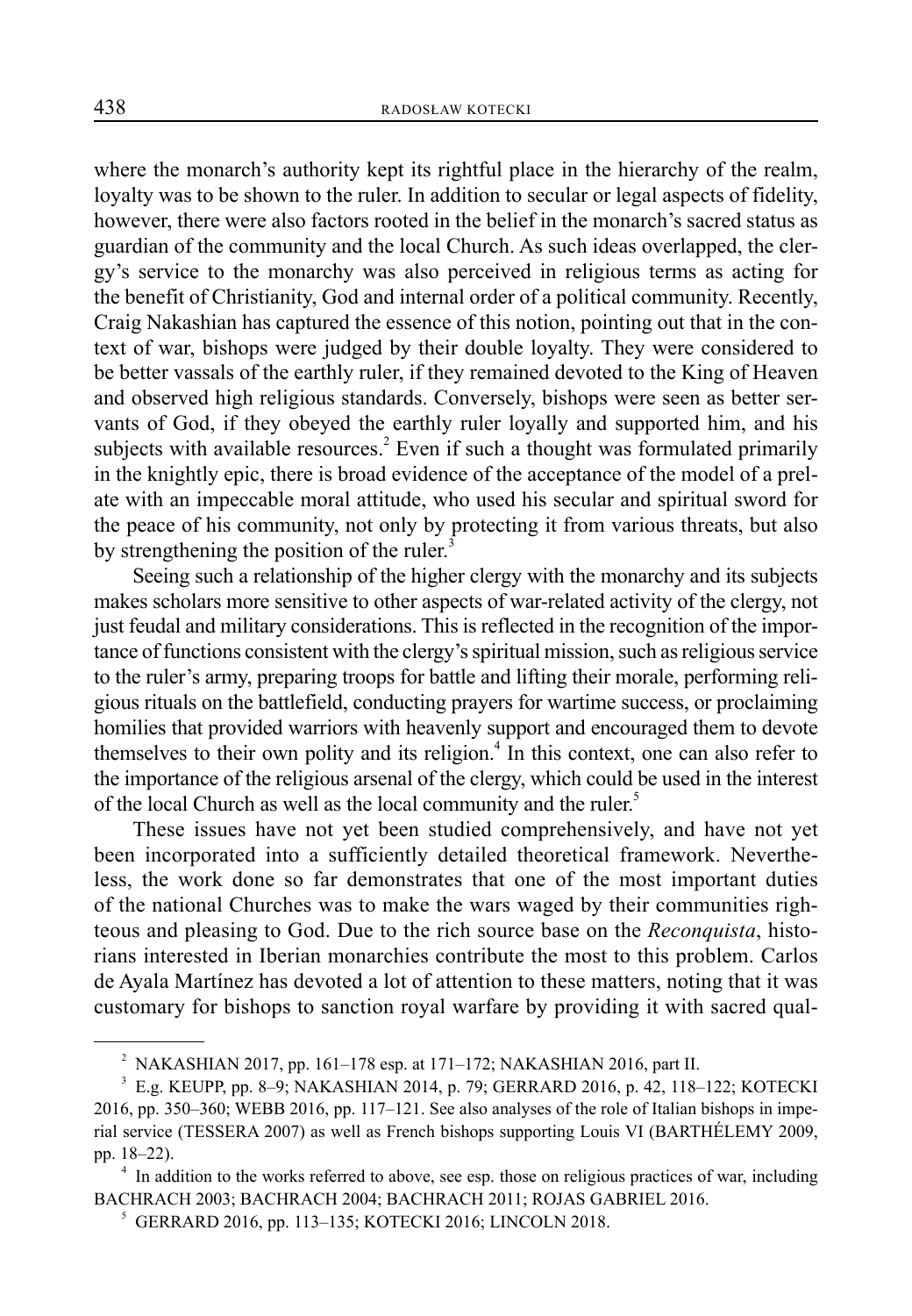where the monarch's authority kept its rightful place in the hierarchy of the realm, loyalty was to be shown to the ruler. In addition to secular or legal aspects of fidelity, however, there were also factors rooted in the belief in the monarch's sacred status as guardian of the community and the local Church. As such ideas overlapped, the clergy's service to the monarchy was also perceived in religious terms as acting for the benefit of Christianity, God and internal order of a political community. Recently, Craig Nakashian has captured the essence of this notion, pointing out that in the context of war, bishops were judged by their double loyalty. They were considered to be better vassals of the earthly ruler, if they remained devoted to the King of Heaven and observed high religious standards. Conversely, bishops were seen as better servants of God, if they obeyed the earthly ruler loyally and supported him, and his subjects with available resources.[2] Even if such a thought was formulated primarily in the knightly epic, there is broad evidence of the acceptance of the model of a prelate with an impeccable moral attitude, who used his secular and spiritual sword for the peace of his community, not only by protecting it from various threats, but also by strengthening the position of the ruler.[3]

Seeing such a relationship of the higher clergy with the monarchy and its subjects makes scholars more sensitive to other aspects of war-related activity of the clergy, not just feudal and military considerations. This is reflected in the recognition of the importance of functions consistent with the clergy's spiritual mission, such as religious service to the ruler's army, preparing troops for battle and lifting their morale, performing religious rituals on the battlefield, conducting prayers for wartime success, or proclaiming homilies that provided warriors with heavenly support and encouraged them to devote themselves to their own polity and its religion.[4] In this context, one can also refer to the importance of the religious arsenal of the clergy, which could be used in the interest of the local Church as well as the local community and the ruler.[5]

These issues have not yet been studied comprehensively, and have not yet been incorporated into a sufficiently detailed theoretical framework. Nevertheless, the work done so far demonstrates that one of the most important duties of the national Churches was to make the wars waged by their communities righteous and pleasing to God. Due to the rich source base on the *Reconquista*, historians interested in Iberian monarchies contribute the most to this problem. Carlos de Ayala Martínez has devoted a lot of attention to these matters, noting that it was customary for bishops to sanction royal warfare by providing it with sacred qual-

---

[2] NAKASHIAN 2017, pp. 161–178 esp. at 171–172; NAKASHIAN 2016, part II.

[3] E.g. KEUPP, pp. 8–9; NAKASHIAN 2014, p. 79; GERRARD 2016, p. 42, 118–122; KOTECKI 2016, pp. 350–360; WEBB 2016, pp. 117–121. See also analyses of the role of Italian bishops in imperial service (TESSERA 2007) as well as French bishops supporting Louis VI (BARTHÉLEMY 2009, pp. 18–22).

[4] In addition to the works referred to above, see esp. those on religious practices of war, including BACHRACH 2003; BACHRACH 2004; BACHRACH 2011; ROJAS GABRIEL 2016.

[5] GERRARD 2016, pp. 113–135; KOTECKI 2016; LINCOLN 2018.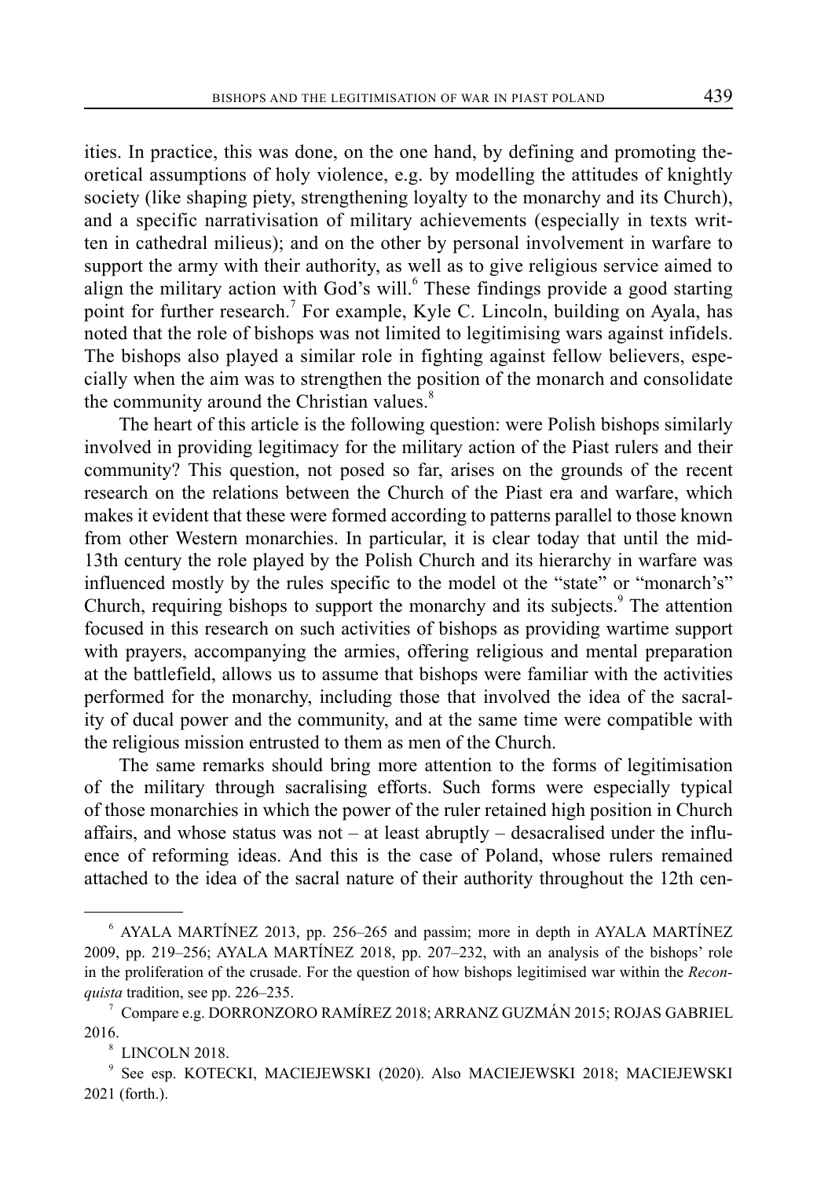ities. In practice, this was done, on the one hand, by defining and promoting theoretical assumptions of holy violence, e.g. by modelling the attitudes of knightly society (like shaping piety, strengthening loyalty to the monarchy and its Church), and a specific narrativisation of military achievements (especially in texts written in cathedral milieus); and on the other by personal involvement in warfare to support the army with their authority, as well as to give religious service aimed to align the military action with God's will.[6] These findings provide a good starting point for further research.[7] For example, Kyle C. Lincoln, building on Ayala, has noted that the role of bishops was not limited to legitimising wars against infidels. The bishops also played a similar role in fighting against fellow believers, especially when the aim was to strengthen the position of the monarch and consolidate the community around the Christian values.[8]

The heart of this article is the following question: were Polish bishops similarly involved in providing legitimacy for the military action of the Piast rulers and their community? This question, not posed so far, arises on the grounds of the recent research on the relations between the Church of the Piast era and warfare, which makes it evident that these were formed according to patterns parallel to those known from other Western monarchies. In particular, it is clear today that until the mid-13th century the role played by the Polish Church and its hierarchy in warfare was influenced mostly by the rules specific to the model ot the "state" or "monarch's" Church, requiring bishops to support the monarchy and its subjects.[9] The attention focused in this research on such activities of bishops as providing wartime support with prayers, accompanying the armies, offering religious and mental preparation at the battlefield, allows us to assume that bishops were familiar with the activities performed for the monarchy, including those that involved the idea of the sacrality of ducal power and the community, and at the same time were compatible with the religious mission entrusted to them as men of the Church.

The same remarks should bring more attention to the forms of legitimisation of the military through sacralising efforts. Such forms were especially typical of those monarchies in which the power of the ruler retained high position in Church affairs, and whose status was not – at least abruptly – desacralised under the influence of reforming ideas. And this is the case of Poland, whose rulers remained attached to the idea of the sacral nature of their authority throughout the 12th cen-

---

[6] AYALA MARTÍNEZ 2013, pp. 256–265 and passim; more in depth in AYALA MARTÍNEZ 2009, pp. 219–256; AYALA MARTÍNEZ 2018, pp. 207–232, with an analysis of the bishops' role in the proliferation of the crusade. For the question of how bishops legitimised war within the *Reconquista* tradition, see pp. 226–235.

[7] Compare e.g. DORRONZORO RAMÍREZ 2018; ARRANZ GUZMÁN 2015; ROJAS GABRIEL 2016.

[8] LINCOLN 2018.

[9] See esp. KOTECKI, MACIEJEWSKI (2020). Also MACIEJEWSKI 2018; MACIEJEWSKI 2021 (forth.).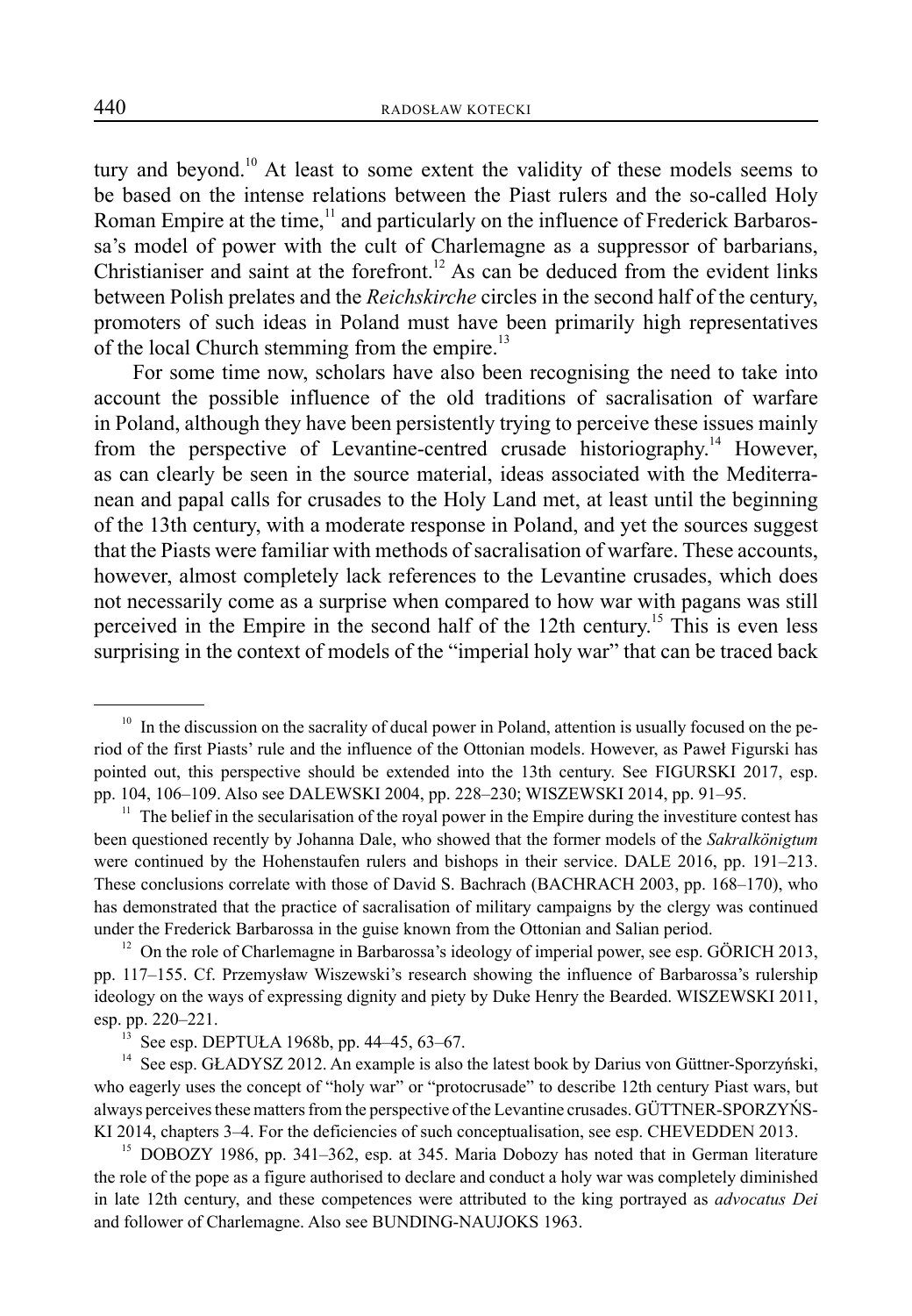tury and beyond.[10] At least to some extent the validity of these models seems to be based on the intense relations between the Piast rulers and the so-called Holy Roman Empire at the time,[11] and particularly on the influence of Frederick Barbarossa's model of power with the cult of Charlemagne as a suppressor of barbarians, Christianiser and saint at the forefront.[12] As can be deduced from the evident links between Polish prelates and the *Reichskirche* circles in the second half of the century, promoters of such ideas in Poland must have been primarily high representatives of the local Church stemming from the empire.[13]

For some time now, scholars have also been recognising the need to take into account the possible influence of the old traditions of sacralisation of warfare in Poland, although they have been persistently trying to perceive these issues mainly from the perspective of Levantine-centred crusade historiography.[14] However, as can clearly be seen in the source material, ideas associated with the Mediterranean and papal calls for crusades to the Holy Land met, at least until the beginning of the 13th century, with a moderate response in Poland, and yet the sources suggest that the Piasts were familiar with methods of sacralisation of warfare. These accounts, however, almost completely lack references to the Levantine crusades, which does not necessarily come as a surprise when compared to how war with pagans was still perceived in the Empire in the second half of the 12th century.[15] This is even less surprising in the context of models of the "imperial holy war" that can be traced back

---

[10] In the discussion on the sacrality of ducal power in Poland, attention is usually focused on the period of the first Piasts' rule and the influence of the Ottonian models. However, as Paweł Figurski has pointed out, this perspective should be extended into the 13th century. See FIGURSKI 2017, esp. pp. 104, 106–109. Also see DALEWSKI 2004, pp. 228–230; WISZEWSKI 2014, pp. 91–95.

[11] The belief in the secularisation of the royal power in the Empire during the investiture contest has been questioned recently by Johanna Dale, who showed that the former models of the *Sakralkönigtum* were continued by the Hohenstaufen rulers and bishops in their service. DALE 2016, pp. 191–213. These conclusions correlate with those of David S. Bachrach (BACHRACH 2003, pp. 168–170), who has demonstrated that the practice of sacralisation of military campaigns by the clergy was continued under the Frederick Barbarossa in the guise known from the Ottonian and Salian period.

[12] On the role of Charlemagne in Barbarossa's ideology of imperial power, see esp. GÖRICH 2013, pp. 117–155. Cf. Przemysław Wiszewski's research showing the influence of Barbarossa's rulership ideology on the ways of expressing dignity and piety by Duke Henry the Bearded. WISZEWSKI 2011, esp. pp. 220–221.

[13] See esp. DEPTUŁA 1968b, pp. 44–45, 63–67.

[14] See esp. GŁADYSZ 2012. An example is also the latest book by Darius von Güttner-Sporzyński, who eagerly uses the concept of "holy war" or "protocrusade" to describe 12th century Piast wars, but always perceives these matters from the perspective of the Levantine crusades. GÜTTNER-SPORZYŃSKI 2014, chapters 3–4. For the deficiencies of such conceptualisation, see esp. CHEVEDDEN 2013.

[15] DOBOZY 1986, pp. 341–362, esp. at 345. Maria Dobozy has noted that in German literature the role of the pope as a figure authorised to declare and conduct a holy war was completely diminished in late 12th century, and these competences were attributed to the king portrayed as *advocatus Dei* and follower of Charlemagne. Also see BUNDING-NAUJOKS 1963.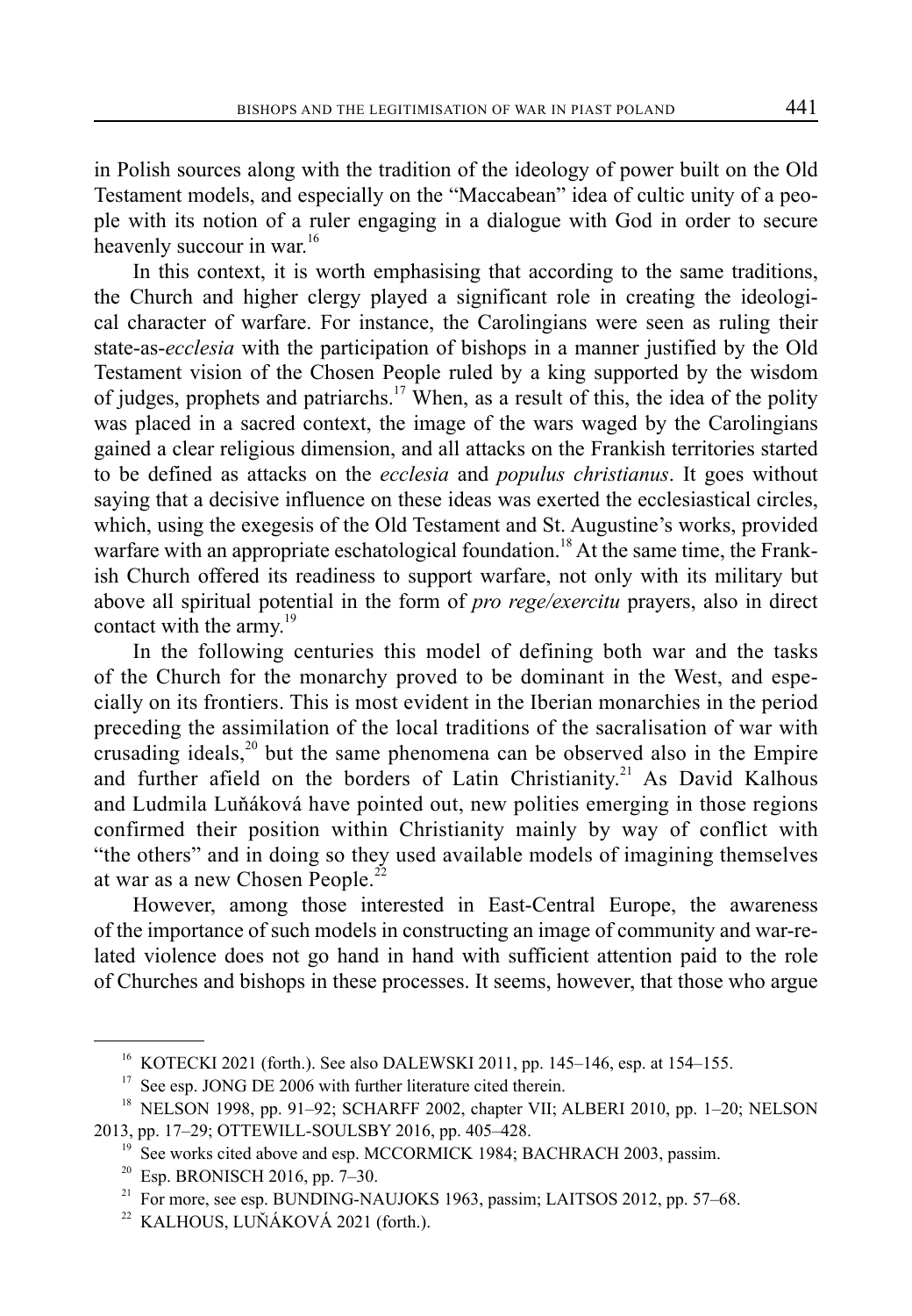in Polish sources along with the tradition of the ideology of power built on the Old Testament models, and especially on the "Maccabean" idea of cultic unity of a people with its notion of a ruler engaging in a dialogue with God in order to secure heavenly succour in war.[16]

In this context, it is worth emphasising that according to the same traditions, the Church and higher clergy played a significant role in creating the ideological character of warfare. For instance, the Carolingians were seen as ruling their state-as-*ecclesia* with the participation of bishops in a manner justified by the Old Testament vision of the Chosen People ruled by a king supported by the wisdom of judges, prophets and patriarchs.[17] When, as a result of this, the idea of the polity was placed in a sacred context, the image of the wars waged by the Carolingians gained a clear religious dimension, and all attacks on the Frankish territories started to be defined as attacks on the *ecclesia* and *populus christianus*. It goes without saying that a decisive influence on these ideas was exerted the ecclesiastical circles, which, using the exegesis of the Old Testament and St. Augustine's works, provided warfare with an appropriate eschatological foundation.[18] At the same time, the Frankish Church offered its readiness to support warfare, not only with its military but above all spiritual potential in the form of *pro rege/exercitu* prayers, also in direct contact with the army.[19]

In the following centuries this model of defining both war and the tasks of the Church for the monarchy proved to be dominant in the West, and especially on its frontiers. This is most evident in the Iberian monarchies in the period preceding the assimilation of the local traditions of the sacralisation of war with crusading ideals,[20] but the same phenomena can be observed also in the Empire and further afield on the borders of Latin Christianity.[21] As David Kalhous and Ludmila Luňáková have pointed out, new polities emerging in those regions confirmed their position within Christianity mainly by way of conflict with "the others" and in doing so they used available models of imagining themselves at war as a new Chosen People.[22]

However, among those interested in East-Central Europe, the awareness of the importance of such models in constructing an image of community and war-related violence does not go hand in hand with sufficient attention paid to the role of Churches and bishops in these processes. It seems, however, that those who argue

---

[16] KOTECKI 2021 (forth.). See also DALEWSKI 2011, pp. 145–146, esp. at 154–155.

[17] See esp. JONG DE 2006 with further literature cited therein.

[18] NELSON 1998, pp. 91–92; SCHARFF 2002, chapter VII; ALBERI 2010, pp. 1–20; NELSON 2013, pp. 17–29; OTTEWILL-SOULSBY 2016, pp. 405–428.

[19] See works cited above and esp. MCCORMICK 1984; BACHRACH 2003, passim.

[20] Esp. BRONISCH 2016, pp. 7–30.

[21] For more, see esp. BUNDING-NAUJOKS 1963, passim; LAITSOS 2012, pp. 57–68.

[22] KALHOUS, LUŇÁKOVÁ 2021 (forth.).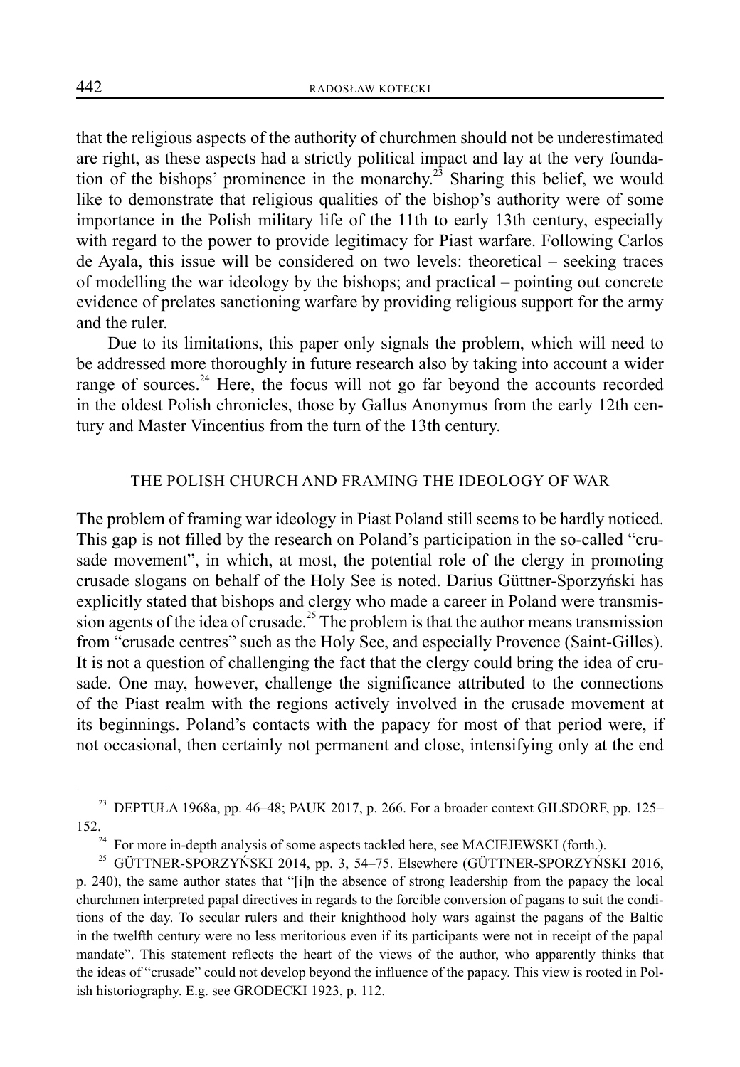that the religious aspects of the authority of churchmen should not be underestimated are right, as these aspects had a strictly political impact and lay at the very foundation of the bishops' prominence in the monarchy.[23] Sharing this belief, we would like to demonstrate that religious qualities of the bishop's authority were of some importance in the Polish military life of the 11th to early 13th century, especially with regard to the power to provide legitimacy for Piast warfare. Following Carlos de Ayala, this issue will be considered on two levels: theoretical – seeking traces of modelling the war ideology by the bishops; and practical – pointing out concrete evidence of prelates sanctioning warfare by providing religious support for the army and the ruler.

Due to its limitations, this paper only signals the problem, which will need to be addressed more thoroughly in future research also by taking into account a wider range of sources.[24] Here, the focus will not go far beyond the accounts recorded in the oldest Polish chronicles, those by Gallus Anonymus from the early 12th century and Master Vincentius from the turn of the 13th century.

## THE POLISH CHURCH AND FRAMING THE IDEOLOGY OF WAR

The problem of framing war ideology in Piast Poland still seems to be hardly noticed. This gap is not filled by the research on Poland's participation in the so-called "crusade movement", in which, at most, the potential role of the clergy in promoting crusade slogans on behalf of the Holy See is noted. Darius Güttner-Sporzyński has explicitly stated that bishops and clergy who made a career in Poland were transmission agents of the idea of crusade.[25] The problem is that the author means transmission from "crusade centres" such as the Holy See, and especially Provence (Saint-Gilles). It is not a question of challenging the fact that the clergy could bring the idea of crusade. One may, however, challenge the significance attributed to the connections of the Piast realm with the regions actively involved in the crusade movement at its beginnings. Poland's contacts with the papacy for most of that period were, if not occasional, then certainly not permanent and close, intensifying only at the end

---

[23] DEPTUŁA 1968a, pp. 46–48; PAUK 2017, p. 266. For a broader context GILSDORF, pp. 125–152.

[24] For more in-depth analysis of some aspects tackled here, see MACIEJEWSKI (forth.).

[25] GÜTTNER-SPORZYŃSKI 2014, pp. 3, 54–75. Elsewhere (GÜTTNER-SPORZYŃSKI 2016, p. 240), the same author states that "[i]n the absence of strong leadership from the papacy the local churchmen interpreted papal directives in regards to the forcible conversion of pagans to suit the conditions of the day. To secular rulers and their knighthood holy wars against the pagans of the Baltic in the twelfth century were no less meritorious even if its participants were not in receipt of the papal mandate". This statement reflects the heart of the views of the author, who apparently thinks that the ideas of "crusade" could not develop beyond the influence of the papacy. This view is rooted in Polish historiography. E.g. see GRODECKI 1923, p. 112.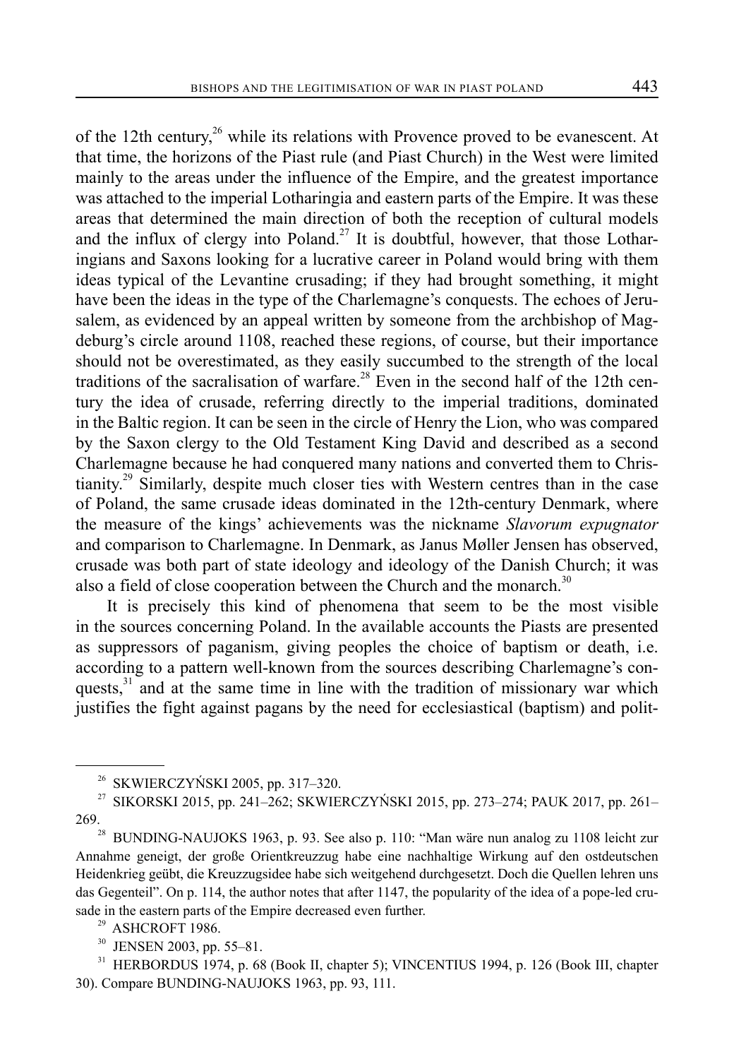of the 12th century,[26] while its relations with Provence proved to be evanescent. At that time, the horizons of the Piast rule (and Piast Church) in the West were limited mainly to the areas under the influence of the Empire, and the greatest importance was attached to the imperial Lotharingia and eastern parts of the Empire. It was these areas that determined the main direction of both the reception of cultural models and the influx of clergy into Poland.[27] It is doubtful, however, that those Lotharingians and Saxons looking for a lucrative career in Poland would bring with them ideas typical of the Levantine crusading; if they had brought something, it might have been the ideas in the type of the Charlemagne's conquests. The echoes of Jerusalem, as evidenced by an appeal written by someone from the archbishop of Magdeburg's circle around 1108, reached these regions, of course, but their importance should not be overestimated, as they easily succumbed to the strength of the local traditions of the sacralisation of warfare.[28] Even in the second half of the 12th century the idea of crusade, referring directly to the imperial traditions, dominated in the Baltic region. It can be seen in the circle of Henry the Lion, who was compared by the Saxon clergy to the Old Testament King David and described as a second Charlemagne because he had conquered many nations and converted them to Christianity.[29] Similarly, despite much closer ties with Western centres than in the case of Poland, the same crusade ideas dominated in the 12th-century Denmark, where the measure of the kings' achievements was the nickname *Slavorum expugnator* and comparison to Charlemagne. In Denmark, as Janus Møller Jensen has observed, crusade was both part of state ideology and ideology of the Danish Church; it was also a field of close cooperation between the Church and the monarch.[30]

It is precisely this kind of phenomena that seem to be the most visible in the sources concerning Poland. In the available accounts the Piasts are presented as suppressors of paganism, giving peoples the choice of baptism or death, i.e. according to a pattern well-known from the sources describing Charlemagne's conquests,[31] and at the same time in line with the tradition of missionary war which justifies the fight against pagans by the need for ecclesiastical (baptism) and polit-

---

[26] SKWIERCZYŃSKI 2005, pp. 317–320.

[27] SIKORSKI 2015, pp. 241–262; SKWIERCZYŃSKI 2015, pp. 273–274; PAUK 2017, pp. 261–269.

[28] BUNDING-NAUJOKS 1963, p. 93. See also p. 110: "Man wäre nun analog zu 1108 leicht zur Annahme geneigt, der große Orientkreuzzug habe eine nachhaltige Wirkung auf den ostdeutschen Heidenkrieg geübt, die Kreuzzugsidee habe sich weitgehend durchgesetzt. Doch die Quellen lehren uns das Gegenteil". On p. 114, the author notes that after 1147, the popularity of the idea of a pope-led crusade in the eastern parts of the Empire decreased even further.

[29] ASHCROFT 1986.

[30] JENSEN 2003, pp. 55–81.

[31] HERBORDUS 1974, p. 68 (Book II, chapter 5); VINCENTIUS 1994, p. 126 (Book III, chapter 30). Compare BUNDING-NAUJOKS 1963, pp. 93, 111.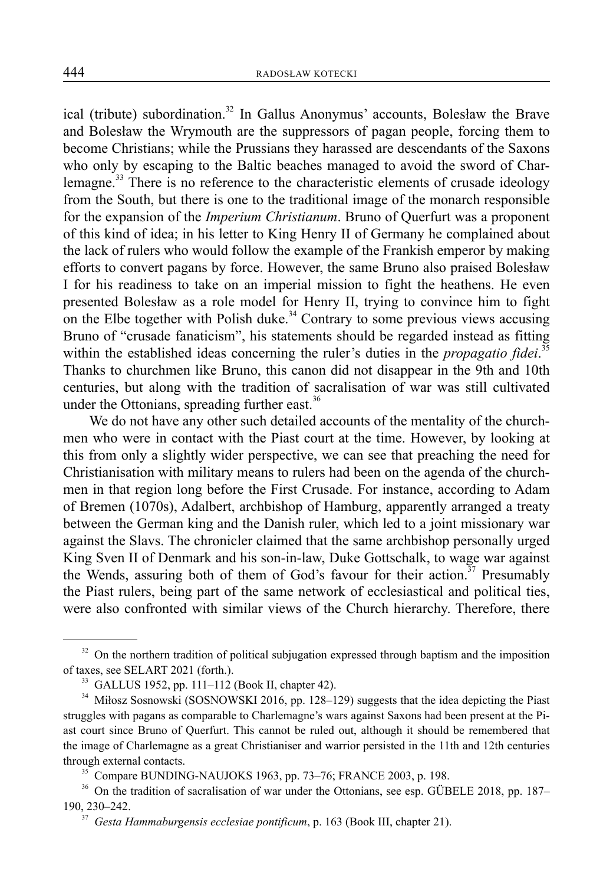ical (tribute) subordination.[32] In Gallus Anonymus' accounts, Bolesław the Brave and Bolesław the Wrymouth are the suppressors of pagan people, forcing them to become Christians; while the Prussians they harassed are descendants of the Saxons who only by escaping to the Baltic beaches managed to avoid the sword of Charlemagne.[33] There is no reference to the characteristic elements of crusade ideology from the South, but there is one to the traditional image of the monarch responsible for the expansion of the *Imperium Christianum*. Bruno of Querfurt was a proponent of this kind of idea; in his letter to King Henry II of Germany he complained about the lack of rulers who would follow the example of the Frankish emperor by making efforts to convert pagans by force. However, the same Bruno also praised Bolesław I for his readiness to take on an imperial mission to fight the heathens. He even presented Bolesław as a role model for Henry II, trying to convince him to fight on the Elbe together with Polish duke.[34] Contrary to some previous views accusing Bruno of "crusade fanaticism", his statements should be regarded instead as fitting within the established ideas concerning the ruler's duties in the *propagatio fidei*.[35] Thanks to churchmen like Bruno, this canon did not disappear in the 9th and 10th centuries, but along with the tradition of sacralisation of war was still cultivated under the Ottonians, spreading further east.[36]

We do not have any other such detailed accounts of the mentality of the churchmen who were in contact with the Piast court at the time. However, by looking at this from only a slightly wider perspective, we can see that preaching the need for Christianisation with military means to rulers had been on the agenda of the churchmen in that region long before the First Crusade. For instance, according to Adam of Bremen (1070s), Adalbert, archbishop of Hamburg, apparently arranged a treaty between the German king and the Danish ruler, which led to a joint missionary war against the Slavs. The chronicler claimed that the same archbishop personally urged King Sven II of Denmark and his son-in-law, Duke Gottschalk, to wage war against the Wends, assuring both of them of God's favour for their action.[37] Presumably the Piast rulers, being part of the same network of ecclesiastical and political ties, were also confronted with similar views of the Church hierarchy. Therefore, there

---

[32] On the northern tradition of political subjugation expressed through baptism and the imposition of taxes, see SELART 2021 (forth.).

[33] GALLUS 1952, pp. 111–112 (Book II, chapter 42).

[34] Miłosz Sosnowski (SOSNOWSKI 2016, pp. 128–129) suggests that the idea depicting the Piast struggles with pagans as comparable to Charlemagne's wars against Saxons had been present at the Piast court since Bruno of Querfurt. This cannot be ruled out, although it should be remembered that the image of Charlemagne as a great Christianiser and warrior persisted in the 11th and 12th centuries through external contacts.

[35] Compare BUNDING-NAUJOKS 1963, pp. 73–76; FRANCE 2003, p. 198.

[36] On the tradition of sacralisation of war under the Ottonians, see esp. GÜBELE 2018, pp. 187–190, 230–242.

[37] *Gesta Hammaburgensis ecclesiae pontificum*, p. 163 (Book III, chapter 21).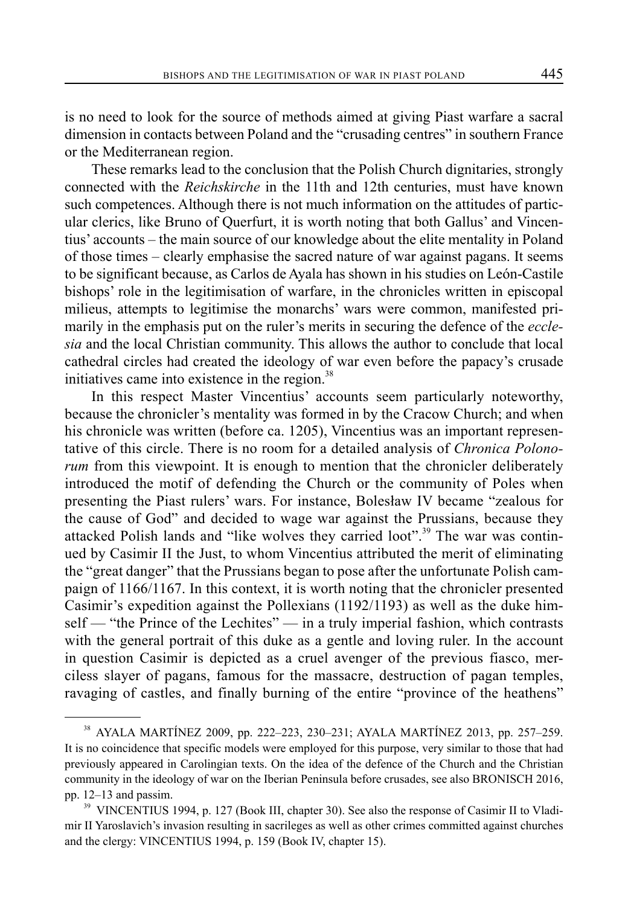is no need to look for the source of methods aimed at giving Piast warfare a sacral dimension in contacts between Poland and the "crusading centres" in southern France or the Mediterranean region.

These remarks lead to the conclusion that the Polish Church dignitaries, strongly connected with the *Reichskirche* in the 11th and 12th centuries, must have known such competences. Although there is not much information on the attitudes of particular clerics, like Bruno of Querfurt, it is worth noting that both Gallus' and Vincentius' accounts – the main source of our knowledge about the elite mentality in Poland of those times – clearly emphasise the sacred nature of war against pagans. It seems to be significant because, as Carlos de Ayala has shown in his studies on León-Castile bishops' role in the legitimisation of warfare, in the chronicles written in episcopal milieus, attempts to legitimise the monarchs' wars were common, manifested primarily in the emphasis put on the ruler's merits in securing the defence of the *ecclesia* and the local Christian community. This allows the author to conclude that local cathedral circles had created the ideology of war even before the papacy's crusade initiatives came into existence in the region.[38]

In this respect Master Vincentius' accounts seem particularly noteworthy, because the chronicler's mentality was formed in by the Cracow Church; and when his chronicle was written (before ca. 1205), Vincentius was an important representative of this circle. There is no room for a detailed analysis of *Chronica Polonorum* from this viewpoint. It is enough to mention that the chronicler deliberately introduced the motif of defending the Church or the community of Poles when presenting the Piast rulers' wars. For instance, Bolesław IV became "zealous for the cause of God" and decided to wage war against the Prussians, because they attacked Polish lands and "like wolves they carried loot".[39] The war was continued by Casimir II the Just, to whom Vincentius attributed the merit of eliminating the "great danger" that the Prussians began to pose after the unfortunate Polish campaign of 1166/1167. In this context, it is worth noting that the chronicler presented Casimir's expedition against the Pollexians (1192/1193) as well as the duke himself — "the Prince of the Lechites" — in a truly imperial fashion, which contrasts with the general portrait of this duke as a gentle and loving ruler. In the account in question Casimir is depicted as a cruel avenger of the previous fiasco, merciless slayer of pagans, famous for the massacre, destruction of pagan temples, ravaging of castles, and finally burning of the entire "province of the heathens"

---

[38] AYALA MARTÍNEZ 2009, pp. 222–223, 230–231; AYALA MARTÍNEZ 2013, pp. 257–259. It is no coincidence that specific models were employed for this purpose, very similar to those that had previously appeared in Carolingian texts. On the idea of the defence of the Church and the Christian community in the ideology of war on the Iberian Peninsula before crusades, see also BRONISCH 2016, pp. 12–13 and passim.

[39] VINCENTIUS 1994, p. 127 (Book III, chapter 30). See also the response of Casimir II to Vladimir II Yaroslavich's invasion resulting in sacrileges as well as other crimes committed against churches and the clergy: VINCENTIUS 1994, p. 159 (Book IV, chapter 15).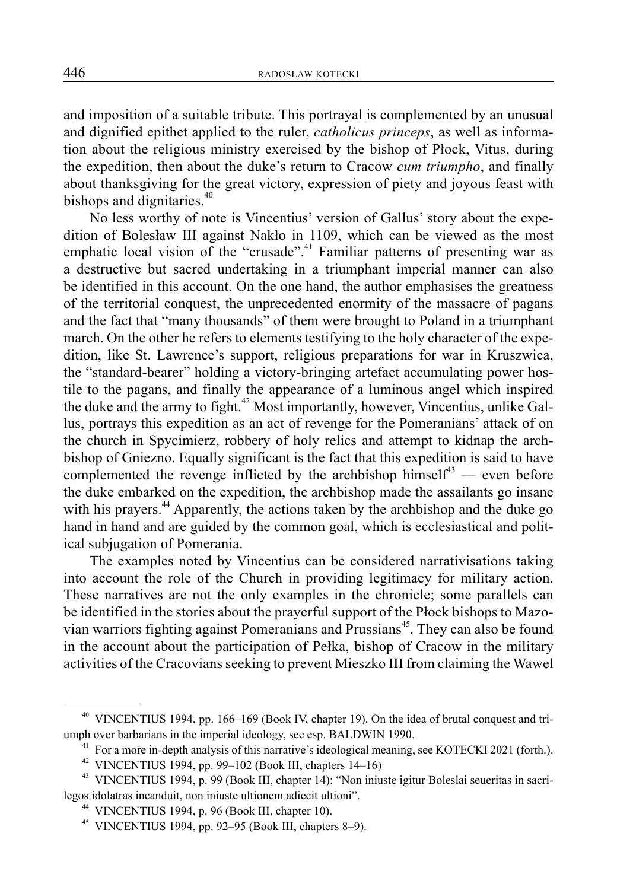and imposition of a suitable tribute. This portrayal is complemented by an unusual and dignified epithet applied to the ruler, *catholicus princeps*, as well as information about the religious ministry exercised by the bishop of Płock, Vitus, during the expedition, then about the duke's return to Cracow *cum triumpho*, and finally about thanksgiving for the great victory, expression of piety and joyous feast with bishops and dignitaries.[40]

No less worthy of note is Vincentius' version of Gallus' story about the expedition of Bolesław III against Nakło in 1109, which can be viewed as the most emphatic local vision of the "crusade".[41] Familiar patterns of presenting war as a destructive but sacred undertaking in a triumphant imperial manner can also be identified in this account. On the one hand, the author emphasises the greatness of the territorial conquest, the unprecedented enormity of the massacre of pagans and the fact that "many thousands" of them were brought to Poland in a triumphant march. On the other he refers to elements testifying to the holy character of the expedition, like St. Lawrence's support, religious preparations for war in Kruszwica, the "standard-bearer" holding a victory-bringing artefact accumulating power hostile to the pagans, and finally the appearance of a luminous angel which inspired the duke and the army to fight.[42] Most importantly, however, Vincentius, unlike Gallus, portrays this expedition as an act of revenge for the Pomeranians' attack of on the church in Spycimierz, robbery of holy relics and attempt to kidnap the archbishop of Gniezno. Equally significant is the fact that this expedition is said to have complemented the revenge inflicted by the archbishop himself[43] — even before the duke embarked on the expedition, the archbishop made the assailants go insane with his prayers.[44] Apparently, the actions taken by the archbishop and the duke go hand in hand and are guided by the common goal, which is ecclesiastical and political subjugation of Pomerania.

The examples noted by Vincentius can be considered narrativisations taking into account the role of the Church in providing legitimacy for military action. These narratives are not the only examples in the chronicle; some parallels can be identified in the stories about the prayerful support of the Płock bishops to Mazovian warriors fighting against Pomeranians and Prussians[45]. They can also be found in the account about the participation of Pełka, bishop of Cracow in the military activities of the Cracovians seeking to prevent Mieszko III from claiming the Wawel

---

[40] VINCENTIUS 1994, pp. 166–169 (Book IV, chapter 19). On the idea of brutal conquest and triumph over barbarians in the imperial ideology, see esp. BALDWIN 1990.

[41] For a more in-depth analysis of this narrative's ideological meaning, see KOTECKI 2021 (forth.).

[42] VINCENTIUS 1994, pp. 99–102 (Book III, chapters 14–16)

[43] VINCENTIUS 1994, p. 99 (Book III, chapter 14): "Non iniuste igitur Boleslai seueritas in sacrilegos idolatras incanduit, non iniuste ultionem adiecit ultioni".

[44] VINCENTIUS 1994, p. 96 (Book III, chapter 10).

[45] VINCENTIUS 1994, pp. 92–95 (Book III, chapters 8–9).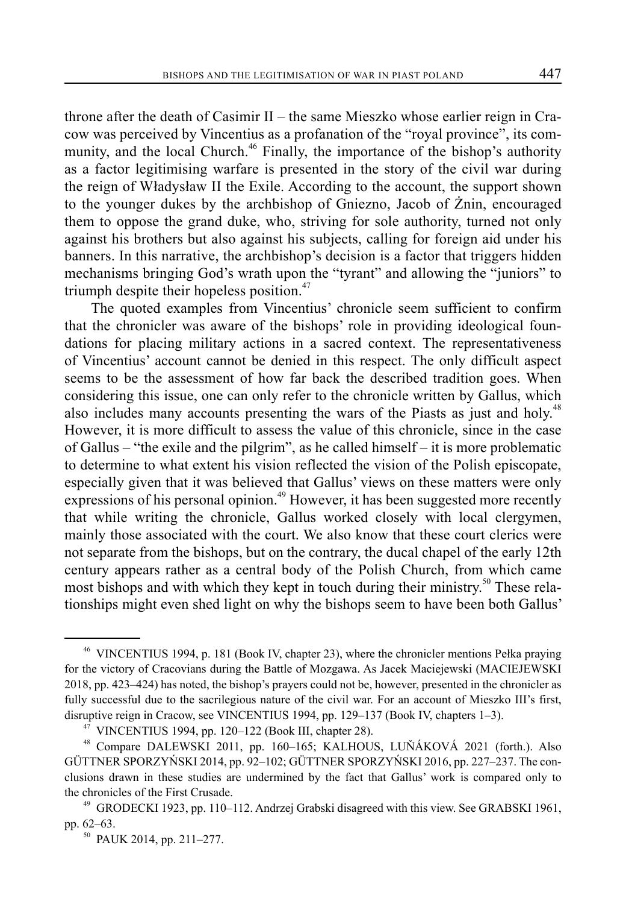throne after the death of Casimir II – the same Mieszko whose earlier reign in Cracow was perceived by Vincentius as a profanation of the "royal province", its community, and the local Church.[46] Finally, the importance of the bishop's authority as a factor legitimising warfare is presented in the story of the civil war during the reign of Władysław II the Exile. According to the account, the support shown to the younger dukes by the archbishop of Gniezno, Jacob of Żnin, encouraged them to oppose the grand duke, who, striving for sole authority, turned not only against his brothers but also against his subjects, calling for foreign aid under his banners. In this narrative, the archbishop's decision is a factor that triggers hidden mechanisms bringing God's wrath upon the "tyrant" and allowing the "juniors" to triumph despite their hopeless position.[47]

The quoted examples from Vincentius' chronicle seem sufficient to confirm that the chronicler was aware of the bishops' role in providing ideological foundations for placing military actions in a sacred context. The representativeness of Vincentius' account cannot be denied in this respect. The only difficult aspect seems to be the assessment of how far back the described tradition goes. When considering this issue, one can only refer to the chronicle written by Gallus, which also includes many accounts presenting the wars of the Piasts as just and holy.[48] However, it is more difficult to assess the value of this chronicle, since in the case of Gallus – "the exile and the pilgrim", as he called himself – it is more problematic to determine to what extent his vision reflected the vision of the Polish episcopate, especially given that it was believed that Gallus' views on these matters were only expressions of his personal opinion.[49] However, it has been suggested more recently that while writing the chronicle, Gallus worked closely with local clergymen, mainly those associated with the court. We also know that these court clerics were not separate from the bishops, but on the contrary, the ducal chapel of the early 12th century appears rather as a central body of the Polish Church, from which came most bishops and with which they kept in touch during their ministry.[50] These relationships might even shed light on why the bishops seem to have been both Gallus'

---

[46] VINCENTIUS 1994, p. 181 (Book IV, chapter 23), where the chronicler mentions Pełka praying for the victory of Cracovians during the Battle of Mozgawa. As Jacek Maciejewski (MACIEJEWSKI 2018, pp. 423–424) has noted, the bishop's prayers could not be, however, presented in the chronicler as fully successful due to the sacrilegious nature of the civil war. For an account of Mieszko III's first, disruptive reign in Cracow, see VINCENTIUS 1994, pp. 129–137 (Book IV, chapters 1–3).

[47] VINCENTIUS 1994, pp. 120–122 (Book III, chapter 28).

[48] Compare DALEWSKI 2011, pp. 160–165; KALHOUS, LUŇÁKOVÁ 2021 (forth.). Also GÜTTNER SPORZYŃSKI 2014, pp. 92–102; GÜTTNER SPORZYŃSKI 2016, pp. 227–237. The conclusions drawn in these studies are undermined by the fact that Gallus' work is compared only to the chronicles of the First Crusade.

[49] GRODECKI 1923, pp. 110–112. Andrzej Grabski disagreed with this view. See GRABSKI 1961, pp. 62–63.

[50] PAUK 2014, pp. 211–277.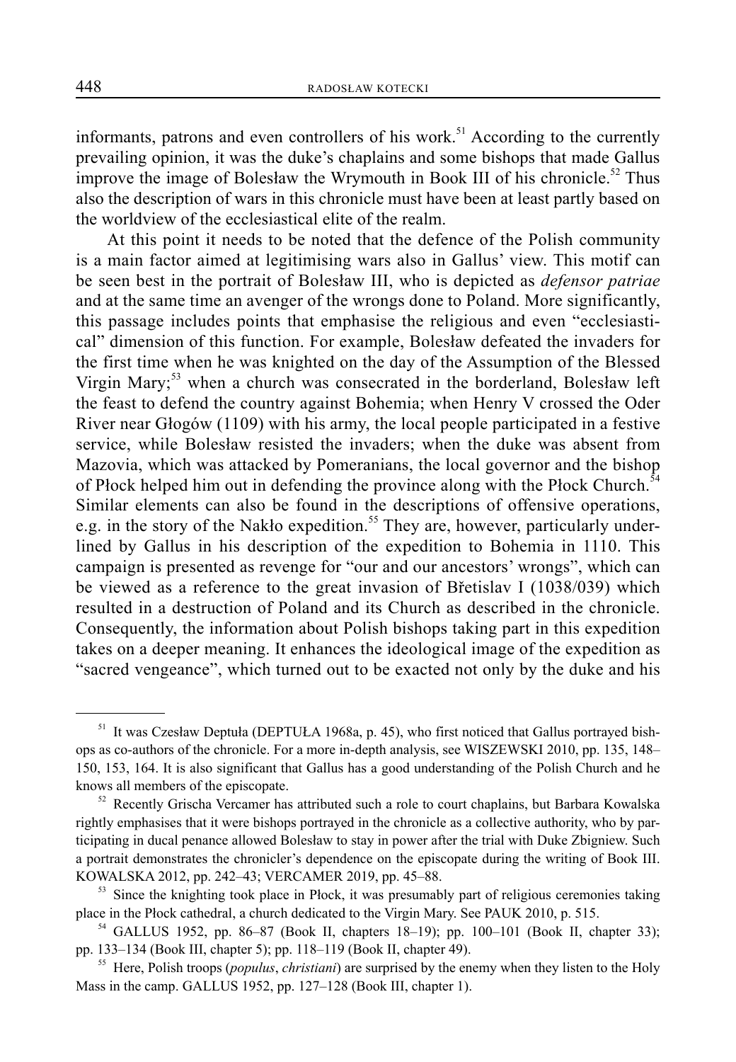informants, patrons and even controllers of his work.[51] According to the currently prevailing opinion, it was the duke's chaplains and some bishops that made Gallus improve the image of Bolesław the Wrymouth in Book III of his chronicle.[52] Thus also the description of wars in this chronicle must have been at least partly based on the worldview of the ecclesiastical elite of the realm.

At this point it needs to be noted that the defence of the Polish community is a main factor aimed at legitimising wars also in Gallus' view. This motif can be seen best in the portrait of Bolesław III, who is depicted as *defensor patriae* and at the same time an avenger of the wrongs done to Poland. More significantly, this passage includes points that emphasise the religious and even "ecclesiastical" dimension of this function. For example, Bolesław defeated the invaders for the first time when he was knighted on the day of the Assumption of the Blessed Virgin Mary;[53] when a church was consecrated in the borderland, Bolesław left the feast to defend the country against Bohemia; when Henry V crossed the Oder River near Głogów (1109) with his army, the local people participated in a festive service, while Bolesław resisted the invaders; when the duke was absent from Mazovia, which was attacked by Pomeranians, the local governor and the bishop of Płock helped him out in defending the province along with the Płock Church.[54] Similar elements can also be found in the descriptions of offensive operations, e.g. in the story of the Nakło expedition.[55] They are, however, particularly underlined by Gallus in his description of the expedition to Bohemia in 1110. This campaign is presented as revenge for "our and our ancestors' wrongs", which can be viewed as a reference to the great invasion of Břetislav I (1038/039) which resulted in a destruction of Poland and its Church as described in the chronicle. Consequently, the information about Polish bishops taking part in this expedition takes on a deeper meaning. It enhances the ideological image of the expedition as "sacred vengeance", which turned out to be exacted not only by the duke and his

---

[51] It was Czesław Deptuła (DEPTUŁA 1968a, p. 45), who first noticed that Gallus portrayed bishops as co-authors of the chronicle. For a more in-depth analysis, see WISZEWSKI 2010, pp. 135, 148–150, 153, 164. It is also significant that Gallus has a good understanding of the Polish Church and he knows all members of the episcopate.

[52] Recently Grischa Vercamer has attributed such a role to court chaplains, but Barbara Kowalska rightly emphasises that it were bishops portrayed in the chronicle as a collective authority, who by participating in ducal penance allowed Bolesław to stay in power after the trial with Duke Zbigniew. Such a portrait demonstrates the chronicler's dependence on the episcopate during the writing of Book III. KOWALSKA 2012, pp. 242–43; VERCAMER 2019, pp. 45–88.

[53] Since the knighting took place in Płock, it was presumably part of religious ceremonies taking place in the Płock cathedral, a church dedicated to the Virgin Mary. See PAUK 2010, p. 515.

[54] GALLUS 1952, pp. 86–87 (Book II, chapters 18–19); pp. 100–101 (Book II, chapter 33); pp. 133–134 (Book III, chapter 5); pp. 118–119 (Book II, chapter 49).

[55] Here, Polish troops (*populus*, *christiani*) are surprised by the enemy when they listen to the Holy Mass in the camp. GALLUS 1952, pp. 127–128 (Book III, chapter 1).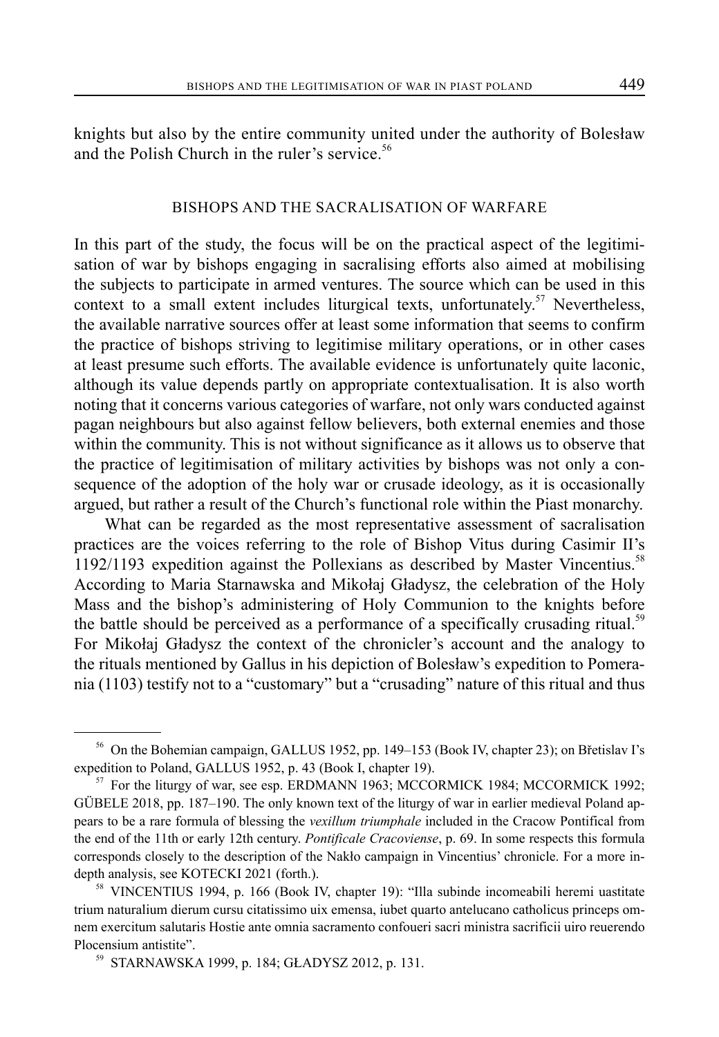knights but also by the entire community united under the authority of Bolesław and the Polish Church in the ruler's service.[56]

## BISHOPS AND THE SACRALISATION OF WARFARE

In this part of the study, the focus will be on the practical aspect of the legitimisation of war by bishops engaging in sacralising efforts also aimed at mobilising the subjects to participate in armed ventures. The source which can be used in this context to a small extent includes liturgical texts, unfortunately.[57] Nevertheless, the available narrative sources offer at least some information that seems to confirm the practice of bishops striving to legitimise military operations, or in other cases at least presume such efforts. The available evidence is unfortunately quite laconic, although its value depends partly on appropriate contextualisation. It is also worth noting that it concerns various categories of warfare, not only wars conducted against pagan neighbours but also against fellow believers, both external enemies and those within the community. This is not without significance as it allows us to observe that the practice of legitimisation of military activities by bishops was not only a consequence of the adoption of the holy war or crusade ideology, as it is occasionally argued, but rather a result of the Church's functional role within the Piast monarchy.

What can be regarded as the most representative assessment of sacralisation practices are the voices referring to the role of Bishop Vitus during Casimir II's 1192/1193 expedition against the Pollexians as described by Master Vincentius.[58] According to Maria Starnawska and Mikołaj Gładysz, the celebration of the Holy Mass and the bishop's administering of Holy Communion to the knights before the battle should be perceived as a performance of a specifically crusading ritual.[59] For Mikołaj Gładysz the context of the chronicler's account and the analogy to the rituals mentioned by Gallus in his depiction of Bolesław's expedition to Pomerania (1103) testify not to a "customary" but a "crusading" nature of this ritual and thus

---

[56] On the Bohemian campaign, GALLUS 1952, pp. 149–153 (Book IV, chapter 23); on Břetislav I's expedition to Poland, GALLUS 1952, p. 43 (Book I, chapter 19).

[57] For the liturgy of war, see esp. ERDMANN 1963; MCCORMICK 1984; MCCORMICK 1992; GÜBELE 2018, pp. 187–190. The only known text of the liturgy of war in earlier medieval Poland appears to be a rare formula of blessing the *vexillum triumphale* included in the Cracow Pontifical from the end of the 11th or early 12th century. *Pontificale Cracoviense*, p. 69. In some respects this formula corresponds closely to the description of the Nakło campaign in Vincentius' chronicle. For a more in-depth analysis, see KOTECKI 2021 (forth.).

[58] VINCENTIUS 1994, p. 166 (Book IV, chapter 19): "Illa subinde incomeabili heremi uastitate trium naturalium dierum cursu citatissimo uix emensa, iubet quarto antelucano catholicus princeps omnem exercitum salutaris Hostie ante omnia sacramento confoueri sacri ministra sacrificii uiro reuerendo Plocensium antistite".

[59] STARNAWSKA 1999, p. 184; GŁADYSZ 2012, p. 131.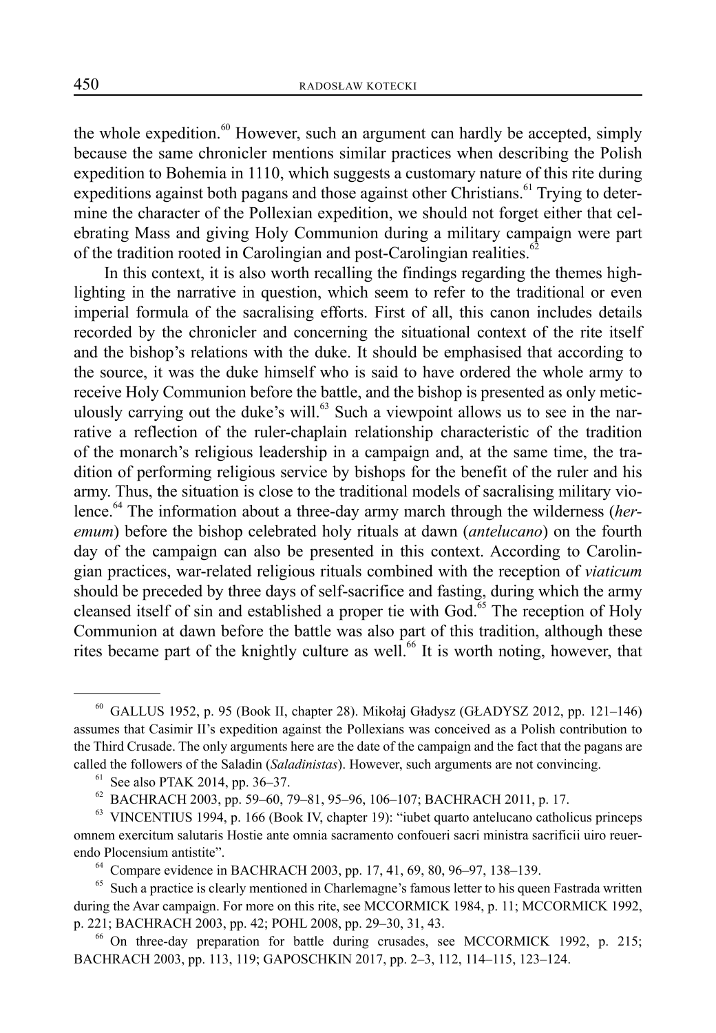the whole expedition.[60] However, such an argument can hardly be accepted, simply because the same chronicler mentions similar practices when describing the Polish expedition to Bohemia in 1110, which suggests a customary nature of this rite during expeditions against both pagans and those against other Christians.[61] Trying to determine the character of the Pollexian expedition, we should not forget either that celebrating Mass and giving Holy Communion during a military campaign were part of the tradition rooted in Carolingian and post-Carolingian realities.[62]

In this context, it is also worth recalling the findings regarding the themes highlighting in the narrative in question, which seem to refer to the traditional or even imperial formula of the sacralising efforts. First of all, this canon includes details recorded by the chronicler and concerning the situational context of the rite itself and the bishop's relations with the duke. It should be emphasised that according to the source, it was the duke himself who is said to have ordered the whole army to receive Holy Communion before the battle, and the bishop is presented as only meticulously carrying out the duke's will.[63] Such a viewpoint allows us to see in the narrative a reflection of the ruler-chaplain relationship characteristic of the tradition of the monarch's religious leadership in a campaign and, at the same time, the tradition of performing religious service by bishops for the benefit of the ruler and his army. Thus, the situation is close to the traditional models of sacralising military violence.[64] The information about a three-day army march through the wilderness (*heremum*) before the bishop celebrated holy rituals at dawn (*antelucano*) on the fourth day of the campaign can also be presented in this context. According to Carolingian practices, war-related religious rituals combined with the reception of *viaticum* should be preceded by three days of self-sacrifice and fasting, during which the army cleansed itself of sin and established a proper tie with God.[65] The reception of Holy Communion at dawn before the battle was also part of this tradition, although these rites became part of the knightly culture as well.[66] It is worth noting, however, that

---

[60] GALLUS 1952, p. 95 (Book II, chapter 28). Mikołaj Gładysz (GŁADYSZ 2012, pp. 121–146) assumes that Casimir II's expedition against the Pollexians was conceived as a Polish contribution to the Third Crusade. The only arguments here are the date of the campaign and the fact that the pagans are called the followers of the Saladin (*Saladinistas*). However, such arguments are not convincing.

[61] See also PTAK 2014, pp. 36–37.

[62] BACHRACH 2003, pp. 59–60, 79–81, 95–96, 106–107; BACHRACH 2011, p. 17.

[63] VINCENTIUS 1994, p. 166 (Book IV, chapter 19): "iubet quarto antelucano catholicus princeps omnem exercitum salutaris Hostie ante omnia sacramento confoueri sacri ministra sacrificii uiro reuerendo Plocensium antistite".

[64] Compare evidence in BACHRACH 2003, pp. 17, 41, 69, 80, 96–97, 138–139.

[65] Such a practice is clearly mentioned in Charlemagne's famous letter to his queen Fastrada written during the Avar campaign. For more on this rite, see MCCORMICK 1984, p. 11; MCCORMICK 1992, p. 221; BACHRACH 2003, pp. 42; POHL 2008, pp. 29–30, 31, 43.

[66] On three-day preparation for battle during crusades, see MCCORMICK 1992, p. 215; BACHRACH 2003, pp. 113, 119; GAPOSCHKIN 2017, pp. 2–3, 112, 114–115, 123–124.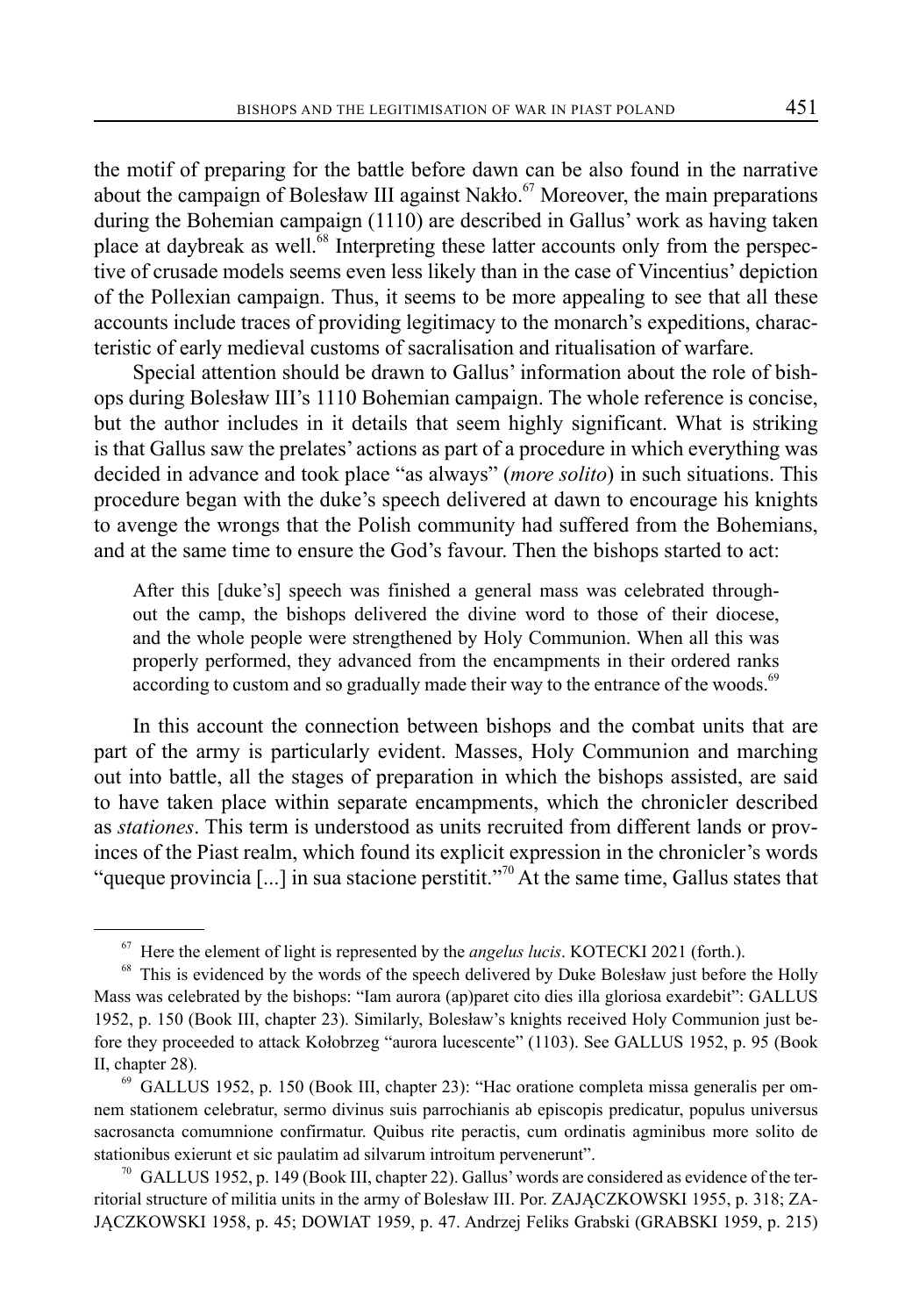the motif of preparing for the battle before dawn can be also found in the narrative about the campaign of Bolesław III against Nakło.[67] Moreover, the main preparations during the Bohemian campaign (1110) are described in Gallus' work as having taken place at daybreak as well.[68] Interpreting these latter accounts only from the perspective of crusade models seems even less likely than in the case of Vincentius' depiction of the Pollexian campaign. Thus, it seems to be more appealing to see that all these accounts include traces of providing legitimacy to the monarch's expeditions, characteristic of early medieval customs of sacralisation and ritualisation of warfare.

Special attention should be drawn to Gallus' information about the role of bishops during Bolesław III's 1110 Bohemian campaign. The whole reference is concise, but the author includes in it details that seem highly significant. What is striking is that Gallus saw the prelates' actions as part of a procedure in which everything was decided in advance and took place "as always" (*more solito*) in such situations. This procedure began with the duke's speech delivered at dawn to encourage his knights to avenge the wrongs that the Polish community had suffered from the Bohemians, and at the same time to ensure the God's favour. Then the bishops started to act:

> After this [duke's] speech was finished a general mass was celebrated throughout the camp, the bishops delivered the divine word to those of their diocese, and the whole people were strengthened by Holy Communion. When all this was properly performed, they advanced from the encampments in their ordered ranks according to custom and so gradually made their way to the entrance of the woods.[69]

In this account the connection between bishops and the combat units that are part of the army is particularly evident. Masses, Holy Communion and marching out into battle, all the stages of preparation in which the bishops assisted, are said to have taken place within separate encampments, which the chronicler described as *stationes*. This term is understood as units recruited from different lands or provinces of the Piast realm, which found its explicit expression in the chronicler's words "queque provincia [...] in sua stacione perstitit."[70] At the same time, Gallus states that

---

[67] Here the element of light is represented by the *angelus lucis*. KOTECKI 2021 (forth.).

[68] This is evidenced by the words of the speech delivered by Duke Bolesław just before the Holly Mass was celebrated by the bishops: "Iam aurora (ap)paret cito dies illa gloriosa exardebit": GALLUS 1952, p. 150 (Book III, chapter 23). Similarly, Bolesław's knights received Holy Communion just before they proceeded to attack Kołobrzeg "aurora lucescente" (1103). See GALLUS 1952, p. 95 (Book II, chapter 28).

[69] GALLUS 1952, p. 150 (Book III, chapter 23): "Hac oratione completa missa generalis per omnem stationem celebratur, sermo divinus suis parrochianis ab episcopis predicatur, populus universus sacrosancta comumnione confirmatur. Quibus rite peractis, cum ordinatis agminibus more solito de stationibus exierunt et sic paulatim ad silvarum introitum pervenerunt".

[70] GALLUS 1952, p. 149 (Book III, chapter 22). Gallus' words are considered as evidence of the territorial structure of militia units in the army of Bolesław III. Por. ZAJĄCZKOWSKI 1955, p. 318; ZAJĄCZKOWSKI 1958, p. 45; DOWIAT 1959, p. 47. Andrzej Feliks Grabski (GRABSKI 1959, p. 215)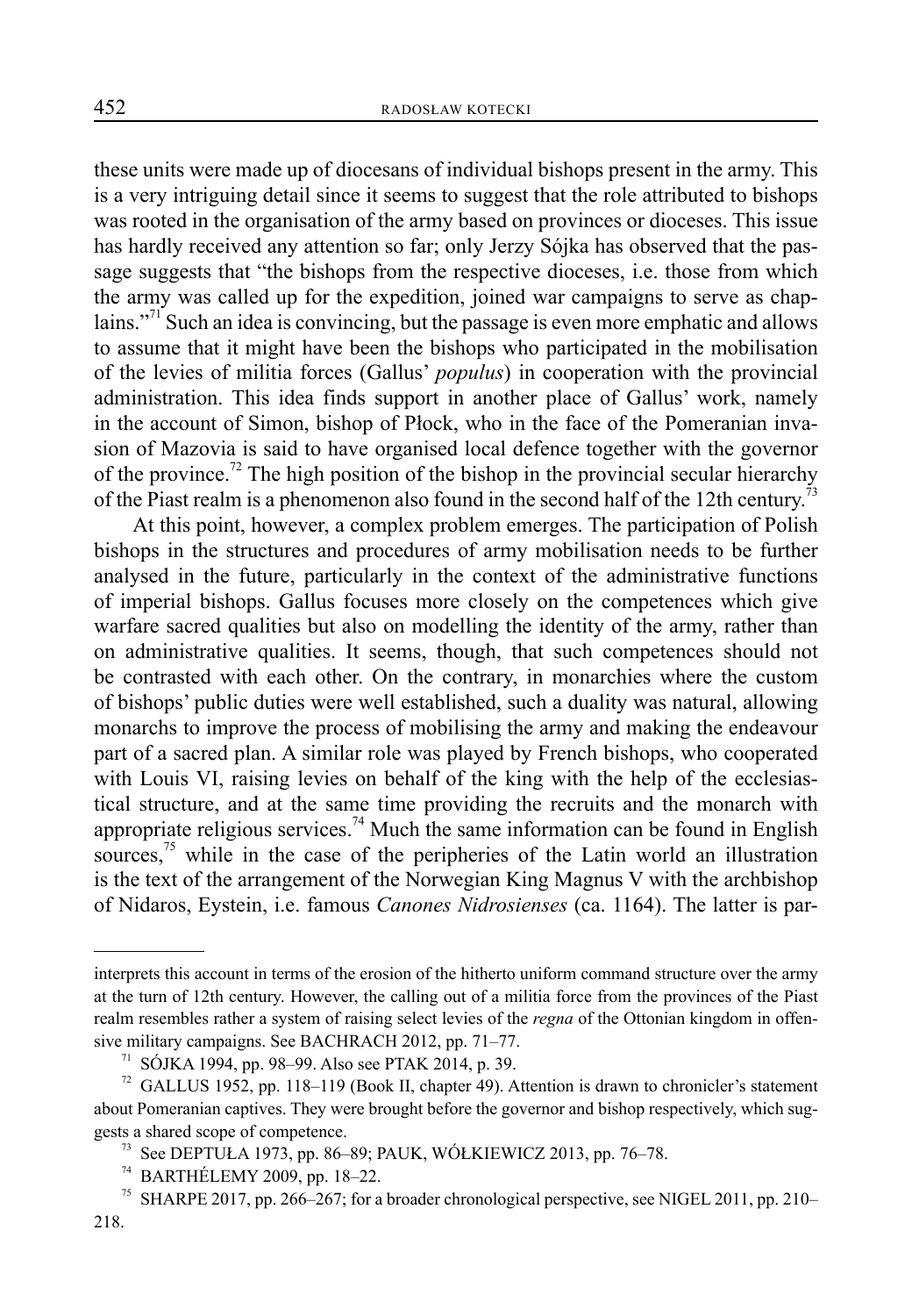these units were made up of diocesans of individual bishops present in the army. This is a very intriguing detail since it seems to suggest that the role attributed to bishops was rooted in the organisation of the army based on provinces or dioceses. This issue has hardly received any attention so far; only Jerzy Sójka has observed that the passage suggests that "the bishops from the respective dioceses, i.e. those from which the army was called up for the expedition, joined war campaigns to serve as chaplains."[71] Such an idea is convincing, but the passage is even more emphatic and allows to assume that it might have been the bishops who participated in the mobilisation of the levies of militia forces (Gallus' *populus*) in cooperation with the provincial administration. This idea finds support in another place of Gallus' work, namely in the account of Simon, bishop of Płock, who in the face of the Pomeranian invasion of Mazovia is said to have organised local defence together with the governor of the province.[72] The high position of the bishop in the provincial secular hierarchy of the Piast realm is a phenomenon also found in the second half of the 12th century.[73]

At this point, however, a complex problem emerges. The participation of Polish bishops in the structures and procedures of army mobilisation needs to be further analysed in the future, particularly in the context of the administrative functions of imperial bishops. Gallus focuses more closely on the competences which give warfare sacred qualities but also on modelling the identity of the army, rather than on administrative qualities. It seems, though, that such competences should not be contrasted with each other. On the contrary, in monarchies where the custom of bishops' public duties were well established, such a duality was natural, allowing monarchs to improve the process of mobilising the army and making the endeavour part of a sacred plan. A similar role was played by French bishops, who cooperated with Louis VI, raising levies on behalf of the king with the help of the ecclesiastical structure, and at the same time providing the recruits and the monarch with appropriate religious services.[74] Much the same information can be found in English sources,[75] while in the case of the peripheries of the Latin world an illustration is the text of the arrangement of the Norwegian King Magnus V with the archbishop of Nidaros, Eystein, i.e. famous *Canones Nidrosienses* (ca. 1164). The latter is par-

---

interprets this account in terms of the erosion of the hitherto uniform command structure over the army at the turn of 12th century. However, the calling out of a militia force from the provinces of the Piast realm resembles rather a system of raising select levies of the *regna* of the Ottonian kingdom in offensive military campaigns. See BACHRACH 2012, pp. 71–77.

[71] SÓJKA 1994, pp. 98–99. Also see PTAK 2014, p. 39.

[72] GALLUS 1952, pp. 118–119 (Book II, chapter 49). Attention is drawn to chronicler's statement about Pomeranian captives. They were brought before the governor and bishop respectively, which suggests a shared scope of competence.

[73] See DEPTUŁA 1973, pp. 86–89; PAUK, WÓŁKIEWICZ 2013, pp. 76–78.

[74] BARTHÉLEMY 2009, pp. 18–22.

[75] SHARPE 2017, pp. 266–267; for a broader chronological perspective, see NIGEL 2011, pp. 210–218.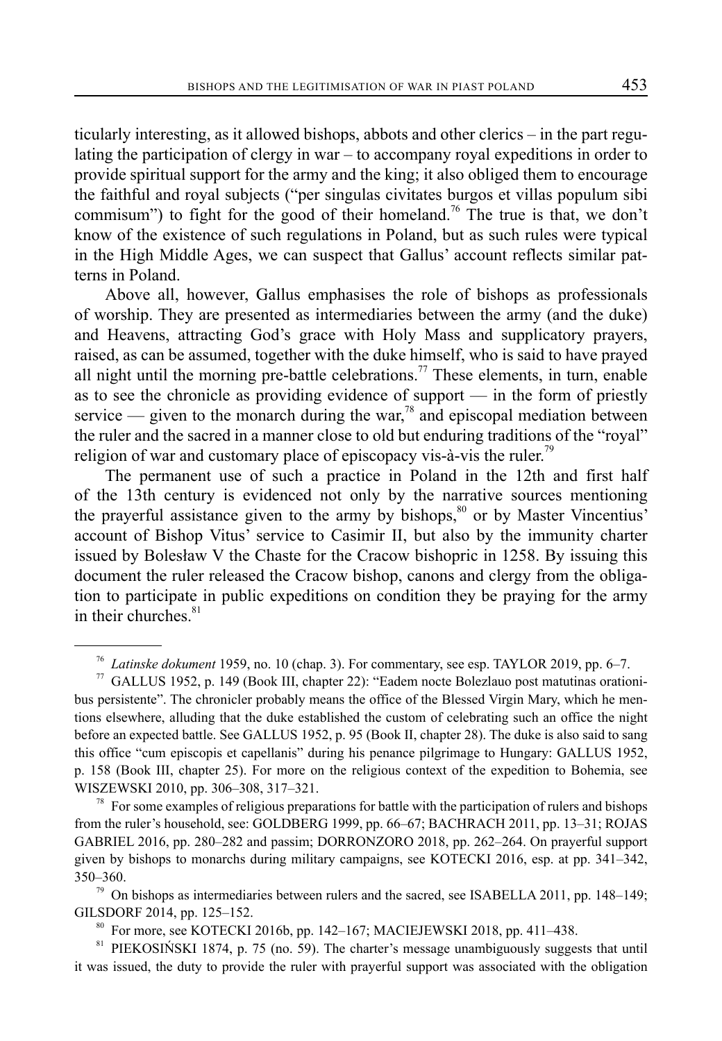ticularly interesting, as it allowed bishops, abbots and other clerics – in the part regulating the participation of clergy in war – to accompany royal expeditions in order to provide spiritual support for the army and the king; it also obliged them to encourage the faithful and royal subjects ("per singulas civitates burgos et villas populum sibi commisum") to fight for the good of their homeland.[76] The true is that, we don't know of the existence of such regulations in Poland, but as such rules were typical in the High Middle Ages, we can suspect that Gallus' account reflects similar patterns in Poland.

Above all, however, Gallus emphasises the role of bishops as professionals of worship. They are presented as intermediaries between the army (and the duke) and Heavens, attracting God's grace with Holy Mass and supplicatory prayers, raised, as can be assumed, together with the duke himself, who is said to have prayed all night until the morning pre-battle celebrations.[77] These elements, in turn, enable as to see the chronicle as providing evidence of support — in the form of priestly service — given to the monarch during the war,[78] and episcopal mediation between the ruler and the sacred in a manner close to old but enduring traditions of the "royal" religion of war and customary place of episcopacy vis-à-vis the ruler.[79]

The permanent use of such a practice in Poland in the 12th and first half of the 13th century is evidenced not only by the narrative sources mentioning the prayerful assistance given to the army by bishops,[80] or by Master Vincentius' account of Bishop Vitus' service to Casimir II, but also by the immunity charter issued by Bolesław V the Chaste for the Cracow bishopric in 1258. By issuing this document the ruler released the Cracow bishop, canons and clergy from the obligation to participate in public expeditions on condition they be praying for the army in their churches.[81]

---

[76] *Latinske dokument* 1959, no. 10 (chap. 3). For commentary, see esp. TAYLOR 2019, pp. 6–7.

[77] GALLUS 1952, p. 149 (Book III, chapter 22): "Eadem nocte Bolezlauo post matutinas orationibus persistente". The chronicler probably means the office of the Blessed Virgin Mary, which he mentions elsewhere, alluding that the duke established the custom of celebrating such an office the night before an expected battle. See GALLUS 1952, p. 95 (Book II, chapter 28). The duke is also said to sang this office "cum episcopis et capellanis" during his penance pilgrimage to Hungary: GALLUS 1952, p. 158 (Book III, chapter 25). For more on the religious context of the expedition to Bohemia, see WISZEWSKI 2010, pp. 306–308, 317–321.

[78] For some examples of religious preparations for battle with the participation of rulers and bishops from the ruler's household, see: GOLDBERG 1999, pp. 66–67; BACHRACH 2011, pp. 13–31; ROJAS GABRIEL 2016, pp. 280–282 and passim; DORRONZORO 2018, pp. 262–264. On prayerful support given by bishops to monarchs during military campaigns, see KOTECKI 2016, esp. at pp. 341–342, 350–360.

[79] On bishops as intermediaries between rulers and the sacred, see ISABELLA 2011, pp. 148–149; GILSDORF 2014, pp. 125–152.

[80] For more, see KOTECKI 2016b, pp. 142–167; MACIEJEWSKI 2018, pp. 411–438.

[81] PIEKOSIŃSKI 1874, p. 75 (no. 59). The charter's message unambiguously suggests that until it was issued, the duty to provide the ruler with prayerful support was associated with the obligation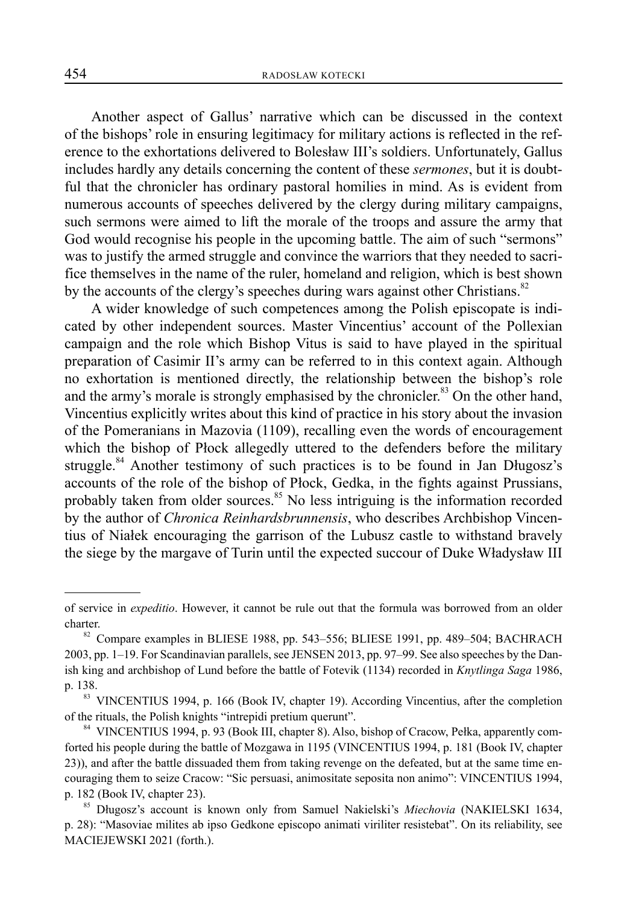Another aspect of Gallus' narrative which can be discussed in the context of the bishops' role in ensuring legitimacy for military actions is reflected in the reference to the exhortations delivered to Bolesław III's soldiers. Unfortunately, Gallus includes hardly any details concerning the content of these *sermones*, but it is doubtful that the chronicler has ordinary pastoral homilies in mind. As is evident from numerous accounts of speeches delivered by the clergy during military campaigns, such sermons were aimed to lift the morale of the troops and assure the army that God would recognise his people in the upcoming battle. The aim of such "sermons" was to justify the armed struggle and convince the warriors that they needed to sacrifice themselves in the name of the ruler, homeland and religion, which is best shown by the accounts of the clergy's speeches during wars against other Christians.[82]

A wider knowledge of such competences among the Polish episcopate is indicated by other independent sources. Master Vincentius' account of the Pollexian campaign and the role which Bishop Vitus is said to have played in the spiritual preparation of Casimir II's army can be referred to in this context again. Although no exhortation is mentioned directly, the relationship between the bishop's role and the army's morale is strongly emphasised by the chronicler.[83] On the other hand, Vincentius explicitly writes about this kind of practice in his story about the invasion of the Pomeranians in Mazovia (1109), recalling even the words of encouragement which the bishop of Płock allegedly uttered to the defenders before the military struggle.[84] Another testimony of such practices is to be found in Jan Długosz's accounts of the role of the bishop of Płock, Gedka, in the fights against Prussians, probably taken from older sources.[85] No less intriguing is the information recorded by the author of *Chronica Reinhardsbrunnensis*, who describes Archbishop Vincentius of Niałek encouraging the garrison of the Lubusz castle to withstand bravely the siege by the margave of Turin until the expected succour of Duke Władysław III

---

of service in *expeditio*. However, it cannot be rule out that the formula was borrowed from an older charter.

[82] Compare examples in BLIESE 1988, pp. 543–556; BLIESE 1991, pp. 489–504; BACHRACH 2003, pp. 1–19. For Scandinavian parallels, see JENSEN 2013, pp. 97–99. See also speeches by the Danish king and archbishop of Lund before the battle of Fotevik (1134) recorded in *Knytlinga Saga* 1986, p. 138.

[83] VINCENTIUS 1994, p. 166 (Book IV, chapter 19). According Vincentius, after the completion of the rituals, the Polish knights "intrepidi pretium querunt".

[84] VINCENTIUS 1994, p. 93 (Book III, chapter 8). Also, bishop of Cracow, Pełka, apparently comforted his people during the battle of Mozgawa in 1195 (VINCENTIUS 1994, p. 181 (Book IV, chapter 23)), and after the battle dissuaded them from taking revenge on the defeated, but at the same time encouraging them to seize Cracow: "Sic persuasi, animositate seposita non animo": VINCENTIUS 1994, p. 182 (Book IV, chapter 23).

[85] Długosz's account is known only from Samuel Nakielski's *Miechovia* (NAKIELSKI 1634, p. 28): "Masoviae milites ab ipso Gedkone episcopo animati viriliter resistebat". On its reliability, see MACIEJEWSKI 2021 (forth.).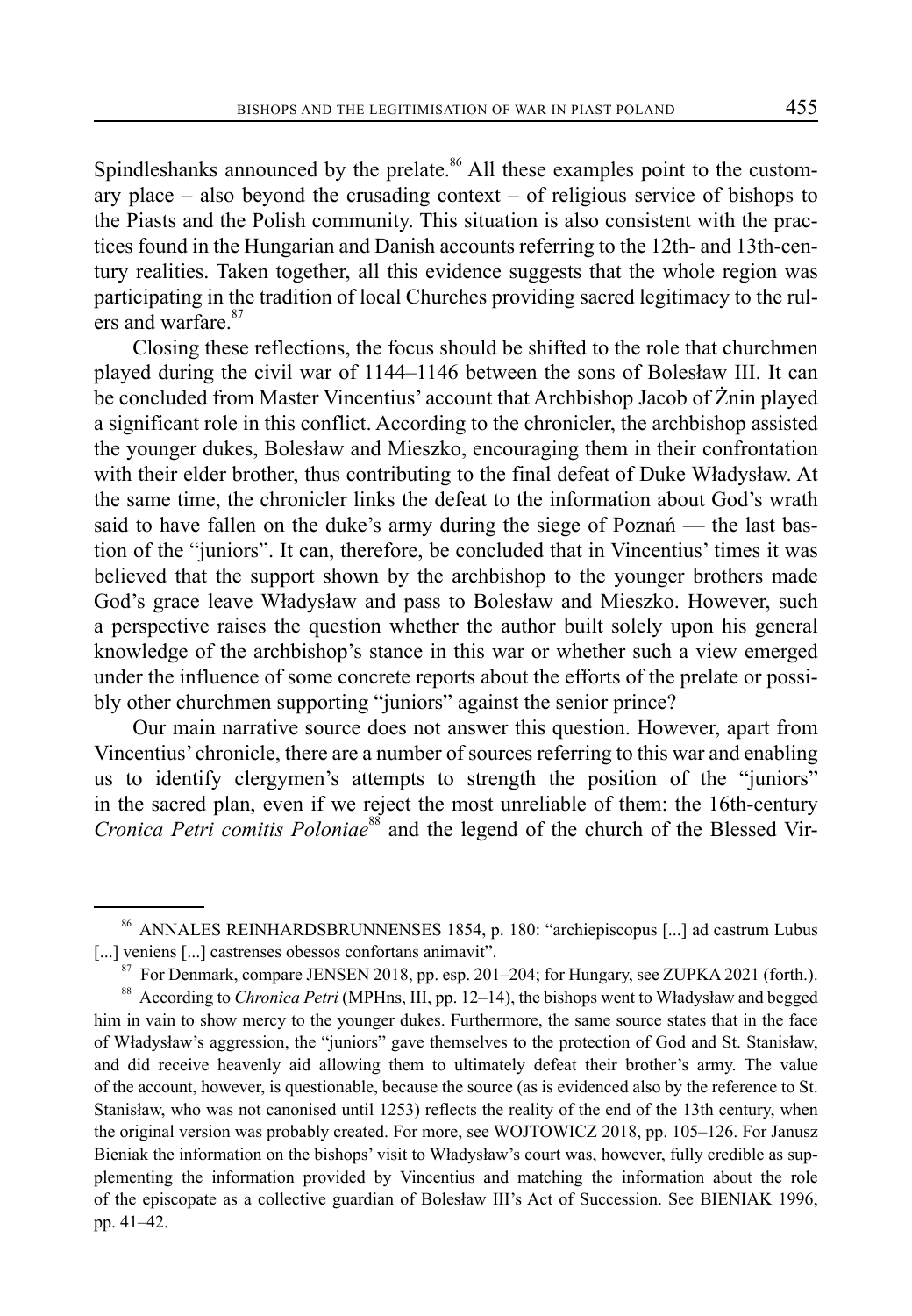Spindleshanks announced by the prelate.[86] All these examples point to the customary place – also beyond the crusading context – of religious service of bishops to the Piasts and the Polish community. This situation is also consistent with the practices found in the Hungarian and Danish accounts referring to the 12th- and 13th-century realities. Taken together, all this evidence suggests that the whole region was participating in the tradition of local Churches providing sacred legitimacy to the rulers and warfare.[87]

Closing these reflections, the focus should be shifted to the role that churchmen played during the civil war of 1144–1146 between the sons of Bolesław III. It can be concluded from Master Vincentius' account that Archbishop Jacob of Żnin played a significant role in this conflict. According to the chronicler, the archbishop assisted the younger dukes, Bolesław and Mieszko, encouraging them in their confrontation with their elder brother, thus contributing to the final defeat of Duke Władysław. At the same time, the chronicler links the defeat to the information about God's wrath said to have fallen on the duke's army during the siege of Poznań — the last bastion of the "juniors". It can, therefore, be concluded that in Vincentius' times it was believed that the support shown by the archbishop to the younger brothers made God's grace leave Władysław and pass to Bolesław and Mieszko. However, such a perspective raises the question whether the author built solely upon his general knowledge of the archbishop's stance in this war or whether such a view emerged under the influence of some concrete reports about the efforts of the prelate or possibly other churchmen supporting "juniors" against the senior prince?

Our main narrative source does not answer this question. However, apart from Vincentius' chronicle, there are a number of sources referring to this war and enabling us to identify clergymen's attempts to strength the position of the "juniors" in the sacred plan, even if we reject the most unreliable of them: the 16th-century *Cronica Petri comitis Poloniae*[88] and the legend of the church of the Blessed Vir-

---

[86] ANNALES REINHARDSBRUNNENSES 1854, p. 180: "archiepiscopus [...] ad castrum Lubus [...] veniens [...] castrenses obessos confortans animavit".

[87] For Denmark, compare JENSEN 2018, pp. esp. 201–204; for Hungary, see ZUPKA 2021 (forth.).

[88] According to *Chronica Petri* (MPHns, III, pp. 12–14), the bishops went to Władysław and begged him in vain to show mercy to the younger dukes. Furthermore, the same source states that in the face of Władysław's aggression, the "juniors" gave themselves to the protection of God and St. Stanisław, and did receive heavenly aid allowing them to ultimately defeat their brother's army. The value of the account, however, is questionable, because the source (as is evidenced also by the reference to St. Stanisław, who was not canonised until 1253) reflects the reality of the end of the 13th century, when the original version was probably created. For more, see WOJTOWICZ 2018, pp. 105–126. For Janusz Bieniak the information on the bishops' visit to Władysław's court was, however, fully credible as supplementing the information provided by Vincentius and matching the information about the role of the episcopate as a collective guardian of Bolesław III's Act of Succession. See BIENIAK 1996, pp. 41–42.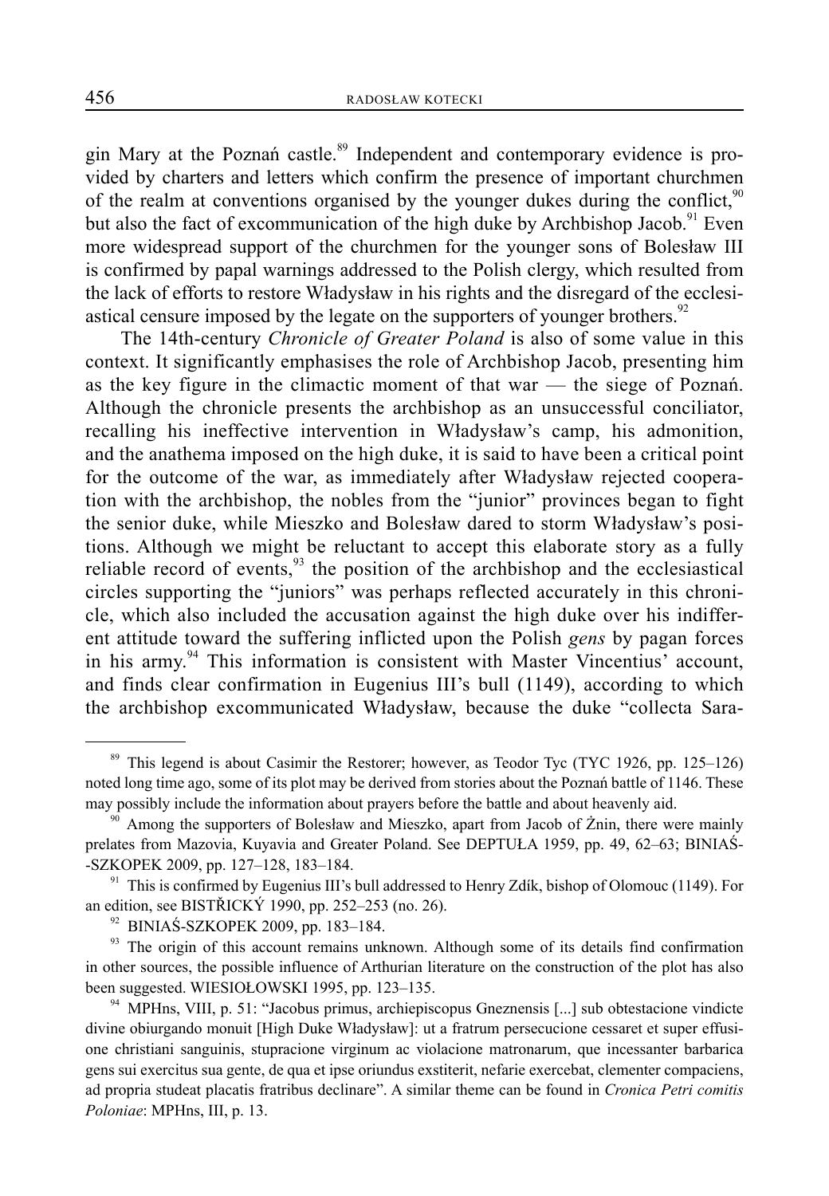gin Mary at the Poznań castle.[89] Independent and contemporary evidence is provided by charters and letters which confirm the presence of important churchmen of the realm at conventions organised by the younger dukes during the conflict,[90] but also the fact of excommunication of the high duke by Archbishop Jacob.[91] Even more widespread support of the churchmen for the younger sons of Bolesław III is confirmed by papal warnings addressed to the Polish clergy, which resulted from the lack of efforts to restore Władysław in his rights and the disregard of the ecclesiastical censure imposed by the legate on the supporters of younger brothers.[92]

The 14th-century *Chronicle of Greater Poland* is also of some value in this context. It significantly emphasises the role of Archbishop Jacob, presenting him as the key figure in the climactic moment of that war — the siege of Poznań. Although the chronicle presents the archbishop as an unsuccessful conciliator, recalling his ineffective intervention in Władysław's camp, his admonition, and the anathema imposed on the high duke, it is said to have been a critical point for the outcome of the war, as immediately after Władysław rejected cooperation with the archbishop, the nobles from the "junior" provinces began to fight the senior duke, while Mieszko and Bolesław dared to storm Władysław's positions. Although we might be reluctant to accept this elaborate story as a fully reliable record of events,[93] the position of the archbishop and the ecclesiastical circles supporting the "juniors" was perhaps reflected accurately in this chronicle, which also included the accusation against the high duke over his indifferent attitude toward the suffering inflicted upon the Polish *gens* by pagan forces in his army.[94] This information is consistent with Master Vincentius' account, and finds clear confirmation in Eugenius III's bull (1149), according to which the archbishop excommunicated Władysław, because the duke "collecta Sara-

---

[89] This legend is about Casimir the Restorer; however, as Teodor Tyc (TYC 1926, pp. 125–126) noted long time ago, some of its plot may be derived from stories about the Poznań battle of 1146. These may possibly include the information about prayers before the battle and about heavenly aid.

[90] Among the supporters of Bolesław and Mieszko, apart from Jacob of Żnin, there were mainly prelates from Mazovia, Kuyavia and Greater Poland. See DEPTUŁA 1959, pp. 49, 62–63; BINIAŚ-SZKOPEK 2009, pp. 127–128, 183–184.

[91] This is confirmed by Eugenius III's bull addressed to Henry Zdík, bishop of Olomouc (1149). For an edition, see BISTŘICKÝ 1990, pp. 252–253 (no. 26).

[92] BINIAŚ-SZKOPEK 2009, pp. 183–184.

[93] The origin of this account remains unknown. Although some of its details find confirmation in other sources, the possible influence of Arthurian literature on the construction of the plot has also been suggested. WIESIOŁOWSKI 1995, pp. 123–135.

[94] MPHns, VIII, p. 51: "Jacobus primus, archiepiscopus Gneznensis [...] sub obtestacione vindicte divine obiurgando monuit [High Duke Władysław]: ut a fratrum persecucione cessaret et super effusione christiani sanguinis, stupracione virginum ac violacione matronarum, que incessanter barbarica gens sui exercitus sua gente, de qua et ipse oriundus exstiterit, nefarie exercebat, clementer compaciens, ad propria studeat placatis fratribus declinare". A similar theme can be found in *Cronica Petri comitis Poloniae*: MPHns, III, p. 13.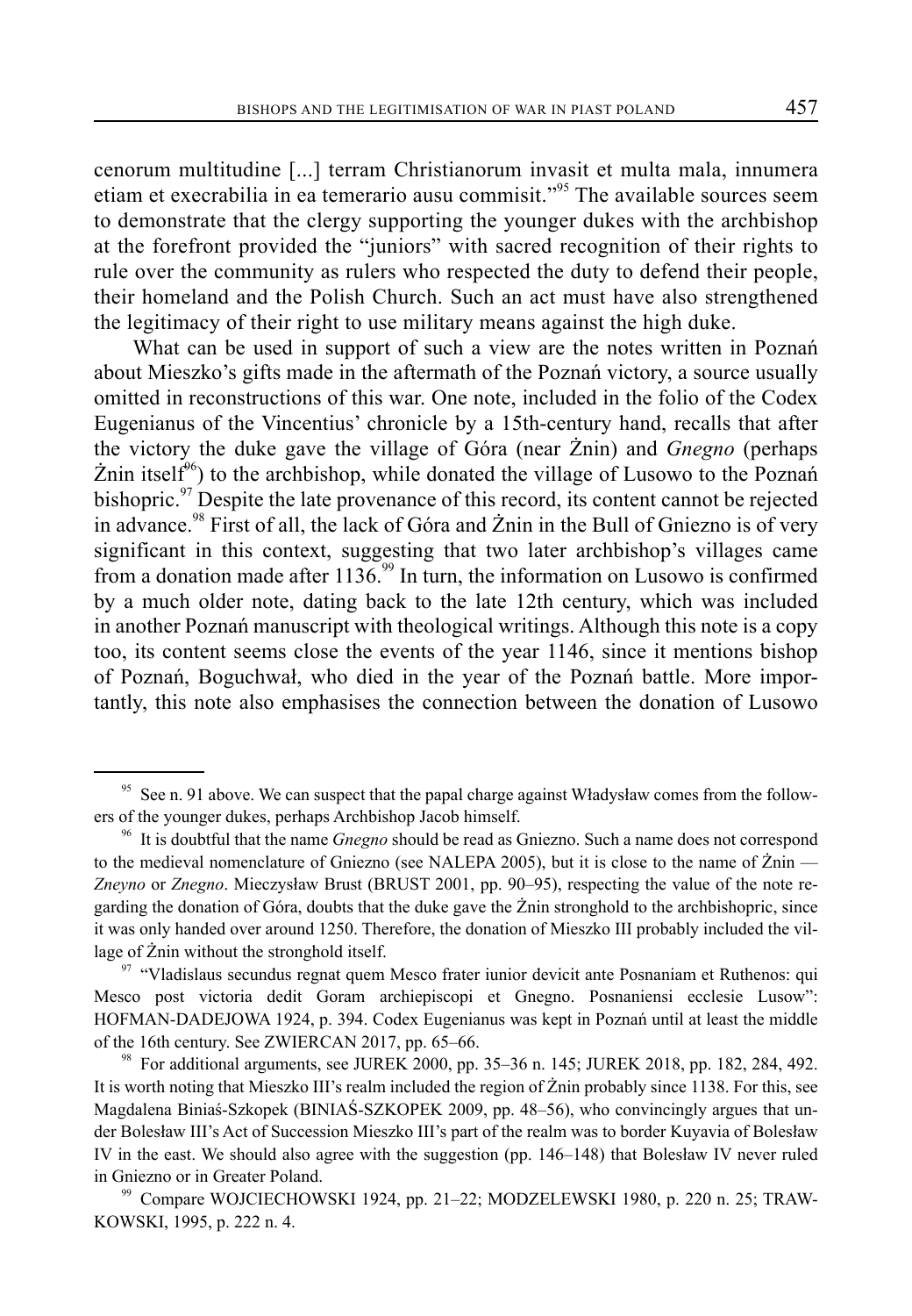cenorum multitudine [...] terram Christianorum invasit et multa mala, innumera etiam et execrabilia in ea temerario ausu commisit."[95] The available sources seem to demonstrate that the clergy supporting the younger dukes with the archbishop at the forefront provided the "juniors" with sacred recognition of their rights to rule over the community as rulers who respected the duty to defend their people, their homeland and the Polish Church. Such an act must have also strengthened the legitimacy of their right to use military means against the high duke.

What can be used in support of such a view are the notes written in Poznań about Mieszko's gifts made in the aftermath of the Poznań victory, a source usually omitted in reconstructions of this war. One note, included in the folio of the Codex Eugenianus of the Vincentius' chronicle by a 15th-century hand, recalls that after the victory the duke gave the village of Góra (near Żnin) and *Gnegno* (perhaps Żnin itself[96]) to the archbishop, while donated the village of Lusowo to the Poznań bishopric.[97] Despite the late provenance of this record, its content cannot be rejected in advance.[98] First of all, the lack of Góra and Żnin in the Bull of Gniezno is of very significant in this context, suggesting that two later archbishop's villages came from a donation made after 1136.[99] In turn, the information on Lusowo is confirmed by a much older note, dating back to the late 12th century, which was included in another Poznań manuscript with theological writings. Although this note is a copy too, its content seems close the events of the year 1146, since it mentions bishop of Poznań, Boguchwał, who died in the year of the Poznań battle. More importantly, this note also emphasises the connection between the donation of Lusowo

---

[95] See n. 91 above. We can suspect that the papal charge against Władysław comes from the followers of the younger dukes, perhaps Archbishop Jacob himself.

[96] It is doubtful that the name *Gnegno* should be read as Gniezno. Such a name does not correspond to the medieval nomenclature of Gniezno (see NALEPA 2005), but it is close to the name of Żnin — *Zneyno* or *Znegno*. Mieczysław Brust (BRUST 2001, pp. 90–95), respecting the value of the note regarding the donation of Góra, doubts that the duke gave the Żnin stronghold to the archbishopric, since it was only handed over around 1250. Therefore, the donation of Mieszko III probably included the village of Żnin without the stronghold itself.

[97] "Vladislaus secundus regnat quem Mesco frater iunior devicit ante Posnaniam et Ruthenos: qui Mesco post victoria dedit Goram archiepiscopi et Gnegno. Posnaniensi ecclesie Lusow": HOFMAN-DADEJOWA 1924, p. 394. Codex Eugenianus was kept in Poznań until at least the middle of the 16th century. See ZWIERCAN 2017, pp. 65–66.

[98] For additional arguments, see JUREK 2000, pp. 35–36 n. 145; JUREK 2018, pp. 182, 284, 492. It is worth noting that Mieszko III's realm included the region of Żnin probably since 1138. For this, see Magdalena Biniaś-Szkopek (BINIAŚ-SZKOPEK 2009, pp. 48–56), who convincingly argues that under Bolesław III's Act of Succession Mieszko III's part of the realm was to border Kuyavia of Bolesław IV in the east. We should also agree with the suggestion (pp. 146–148) that Bolesław IV never ruled in Gniezno or in Greater Poland.

[99] Compare WOJCIECHOWSKI 1924, pp. 21–22; MODZELEWSKI 1980, p. 220 n. 25; TRAWKOWSKI, 1995, p. 222 n. 4.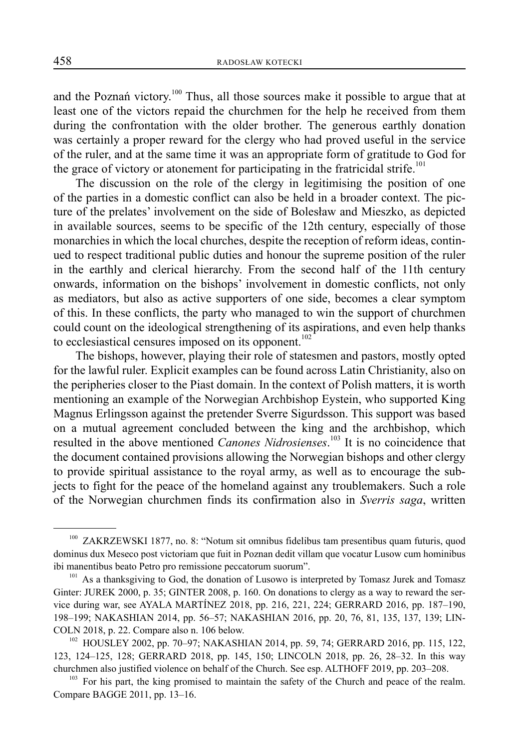and the Poznań victory.[100] Thus, all those sources make it possible to argue that at least one of the victors repaid the churchmen for the help he received from them during the confrontation with the older brother. The generous earthly donation was certainly a proper reward for the clergy who had proved useful in the service of the ruler, and at the same time it was an appropriate form of gratitude to God for the grace of victory or atonement for participating in the fratricidal strife.[101]

The discussion on the role of the clergy in legitimising the position of one of the parties in a domestic conflict can also be held in a broader context. The picture of the prelates' involvement on the side of Bolesław and Mieszko, as depicted in available sources, seems to be specific of the 12th century, especially of those monarchies in which the local churches, despite the reception of reform ideas, continued to respect traditional public duties and honour the supreme position of the ruler in the earthly and clerical hierarchy. From the second half of the 11th century onwards, information on the bishops' involvement in domestic conflicts, not only as mediators, but also as active supporters of one side, becomes a clear symptom of this. In these conflicts, the party who managed to win the support of churchmen could count on the ideological strengthening of its aspirations, and even help thanks to ecclesiastical censures imposed on its opponent.[102]

The bishops, however, playing their role of statesmen and pastors, mostly opted for the lawful ruler. Explicit examples can be found across Latin Christianity, also on the peripheries closer to the Piast domain. In the context of Polish matters, it is worth mentioning an example of the Norwegian Archbishop Eystein, who supported King Magnus Erlingsson against the pretender Sverre Sigurdsson. This support was based on a mutual agreement concluded between the king and the archbishop, which resulted in the above mentioned *Canones Nidrosienses*.[103] It is no coincidence that the document contained provisions allowing the Norwegian bishops and other clergy to provide spiritual assistance to the royal army, as well as to encourage the subjects to fight for the peace of the homeland against any troublemakers. Such a role of the Norwegian churchmen finds its confirmation also in *Sverris saga*, written

---

[100] ZAKRZEWSKI 1877, no. 8: "Notum sit omnibus fidelibus tam presentibus quam futuris, quod dominus dux Meseco post victoriam que fuit in Poznan dedit villam que vocatur Lusow cum hominibus ibi manentibus beato Petro pro remissione peccatorum suorum".

[101] As a thanksgiving to God, the donation of Lusowo is interpreted by Tomasz Jurek and Tomasz Ginter: JUREK 2000, p. 35; GINTER 2008, p. 160. On donations to clergy as a way to reward the service during war, see AYALA MARTÍNEZ 2018, pp. 216, 221, 224; GERRARD 2016, pp. 187–190, 198–199; NAKASHIAN 2014, pp. 56–57; NAKASHIAN 2016, pp. 20, 76, 81, 135, 137, 139; LINCOLN 2018, p. 22. Compare also n. 106 below.

[102] HOUSLEY 2002, pp. 70–97; NAKASHIAN 2014, pp. 59, 74; GERRARD 2016, pp. 115, 122, 123, 124–125, 128; GERRARD 2018, pp. 145, 150; LINCOLN 2018, pp. 26, 28–32. In this way churchmen also justified violence on behalf of the Church. See esp. ALTHOFF 2019, pp. 203–208.

[103] For his part, the king promised to maintain the safety of the Church and peace of the realm. Compare BAGGE 2011, pp. 13–16.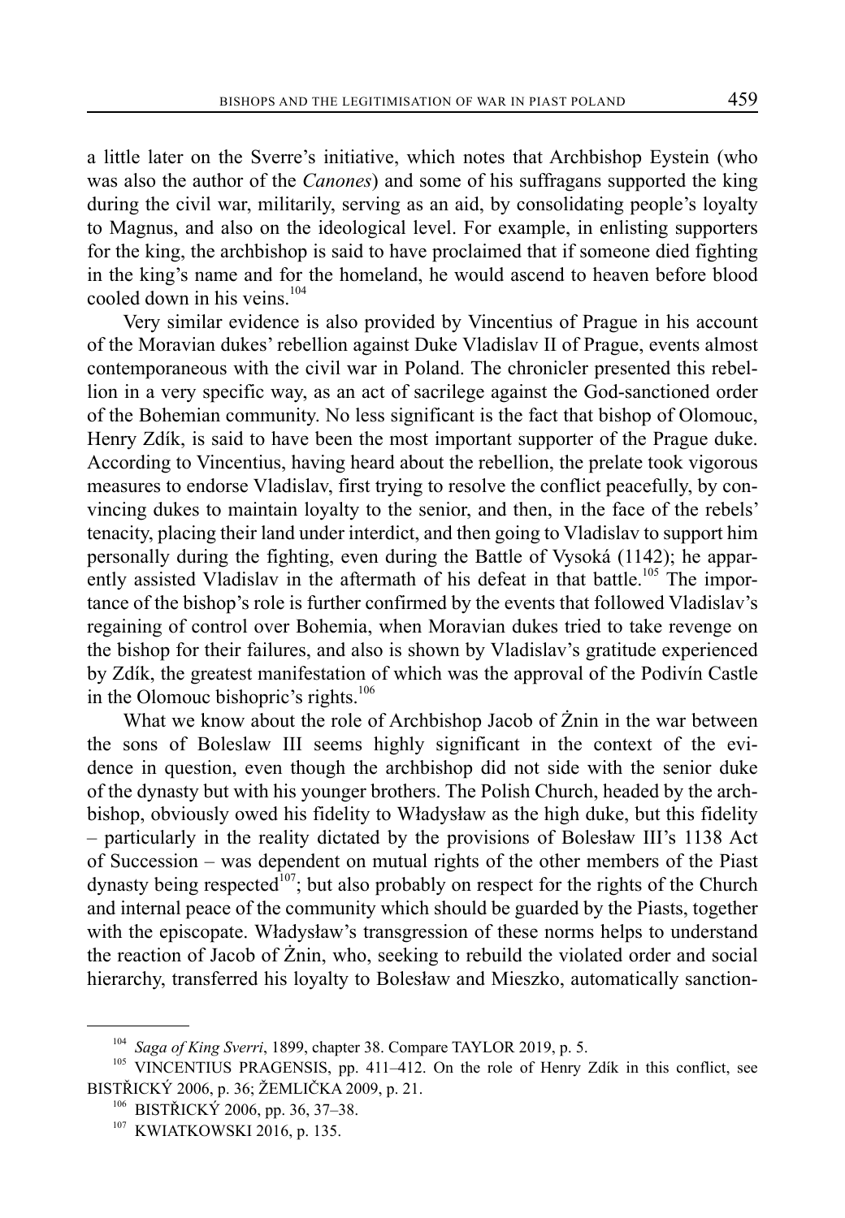a little later on the Sverre's initiative, which notes that Archbishop Eystein (who was also the author of the *Canones*) and some of his suffragans supported the king during the civil war, militarily, serving as an aid, by consolidating people's loyalty to Magnus, and also on the ideological level. For example, in enlisting supporters for the king, the archbishop is said to have proclaimed that if someone died fighting in the king's name and for the homeland, he would ascend to heaven before blood cooled down in his veins.[104]

Very similar evidence is also provided by Vincentius of Prague in his account of the Moravian dukes' rebellion against Duke Vladislav II of Prague, events almost contemporaneous with the civil war in Poland. The chronicler presented this rebellion in a very specific way, as an act of sacrilege against the God-sanctioned order of the Bohemian community. No less significant is the fact that bishop of Olomouc, Henry Zdík, is said to have been the most important supporter of the Prague duke. According to Vincentius, having heard about the rebellion, the prelate took vigorous measures to endorse Vladislav, first trying to resolve the conflict peacefully, by convincing dukes to maintain loyalty to the senior, and then, in the face of the rebels' tenacity, placing their land under interdict, and then going to Vladislav to support him personally during the fighting, even during the Battle of Vysoká (1142); he apparently assisted Vladislav in the aftermath of his defeat in that battle.[105] The importance of the bishop's role is further confirmed by the events that followed Vladislav's regaining of control over Bohemia, when Moravian dukes tried to take revenge on the bishop for their failures, and also is shown by Vladislav's gratitude experienced by Zdík, the greatest manifestation of which was the approval of the Podivín Castle in the Olomouc bishopric's rights.[106]

What we know about the role of Archbishop Jacob of Żnin in the war between the sons of Boleslaw III seems highly significant in the context of the evidence in question, even though the archbishop did not side with the senior duke of the dynasty but with his younger brothers. The Polish Church, headed by the archbishop, obviously owed his fidelity to Władysław as the high duke, but this fidelity – particularly in the reality dictated by the provisions of Bolesław III's 1138 Act of Succession – was dependent on mutual rights of the other members of the Piast dynasty being respected[107]; but also probably on respect for the rights of the Church and internal peace of the community which should be guarded by the Piasts, together with the episcopate. Władysław's transgression of these norms helps to understand the reaction of Jacob of Żnin, who, seeking to rebuild the violated order and social hierarchy, transferred his loyalty to Bolesław and Mieszko, automatically sanction-

---

[104] *Saga of King Sverri*, 1899, chapter 38. Compare TAYLOR 2019, p. 5.

[105] VINCENTIUS PRAGENSIS, pp. 411–412. On the role of Henry Zdík in this conflict, see BISTŘICKÝ 2006, p. 36; ŽEMLIČKA 2009, p. 21.

[106] BISTŘICKÝ 2006, pp. 36, 37–38.

[107] KWIATKOWSKI 2016, p. 135.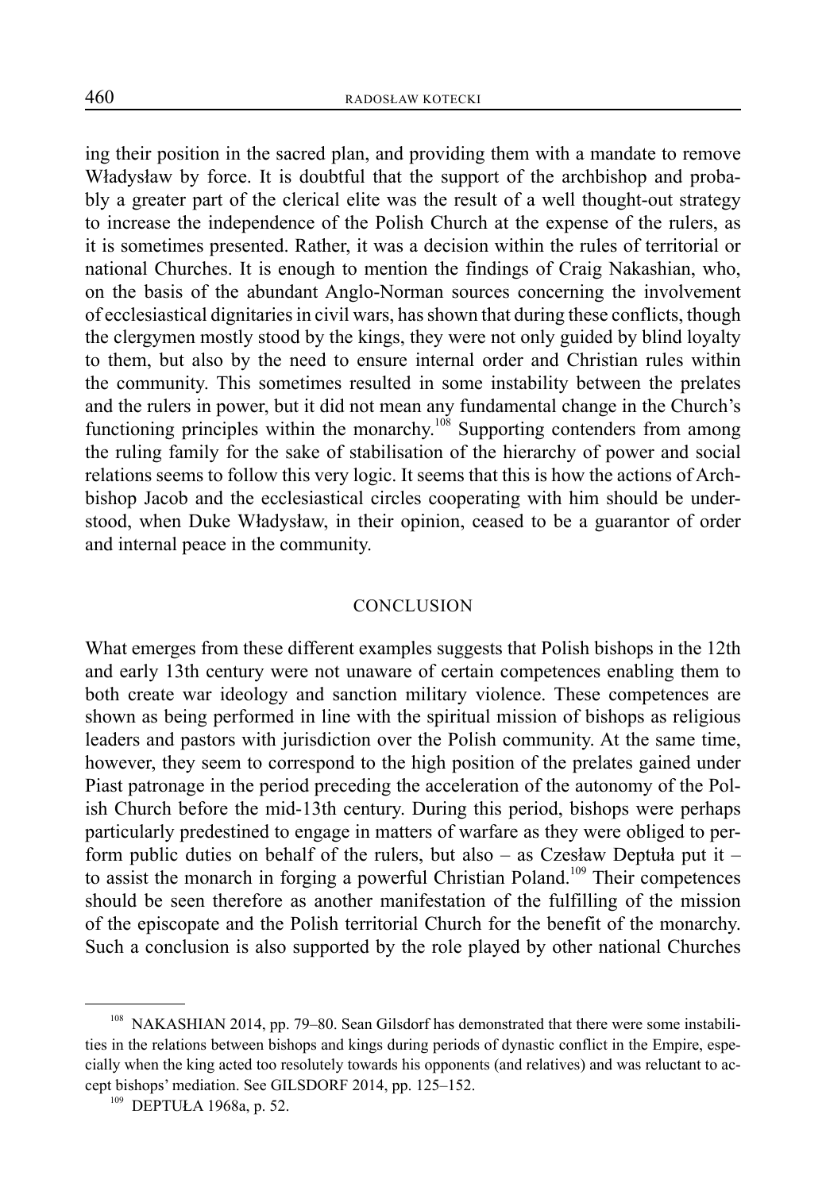ing their position in the sacred plan, and providing them with a mandate to remove Władysław by force. It is doubtful that the support of the archbishop and probably a greater part of the clerical elite was the result of a well thought-out strategy to increase the independence of the Polish Church at the expense of the rulers, as it is sometimes presented. Rather, it was a decision within the rules of territorial or national Churches. It is enough to mention the findings of Craig Nakashian, who, on the basis of the abundant Anglo-Norman sources concerning the involvement of ecclesiastical dignitaries in civil wars, has shown that during these conflicts, though the clergymen mostly stood by the kings, they were not only guided by blind loyalty to them, but also by the need to ensure internal order and Christian rules within the community. This sometimes resulted in some instability between the prelates and the rulers in power, but it did not mean any fundamental change in the Church's functioning principles within the monarchy.[108] Supporting contenders from among the ruling family for the sake of stabilisation of the hierarchy of power and social relations seems to follow this very logic. It seems that this is how the actions of Archbishop Jacob and the ecclesiastical circles cooperating with him should be understood, when Duke Władysław, in their opinion, ceased to be a guarantor of order and internal peace in the community.

## CONCLUSION

What emerges from these different examples suggests that Polish bishops in the 12th and early 13th century were not unaware of certain competences enabling them to both create war ideology and sanction military violence. These competences are shown as being performed in line with the spiritual mission of bishops as religious leaders and pastors with jurisdiction over the Polish community. At the same time, however, they seem to correspond to the high position of the prelates gained under Piast patronage in the period preceding the acceleration of the autonomy of the Polish Church before the mid-13th century. During this period, bishops were perhaps particularly predestined to engage in matters of warfare as they were obliged to perform public duties on behalf of the rulers, but also – as Czesław Deptuła put it – to assist the monarch in forging a powerful Christian Poland.[109] Their competences should be seen therefore as another manifestation of the fulfilling of the mission of the episcopate and the Polish territorial Church for the benefit of the monarchy. Such a conclusion is also supported by the role played by other national Churches

---

[108] NAKASHIAN 2014, pp. 79–80. Sean Gilsdorf has demonstrated that there were some instabilities in the relations between bishops and kings during periods of dynastic conflict in the Empire, especially when the king acted too resolutely towards his opponents (and relatives) and was reluctant to accept bishops' mediation. See GILSDORF 2014, pp. 125–152.

[109] DEPTUŁA 1968a, p. 52.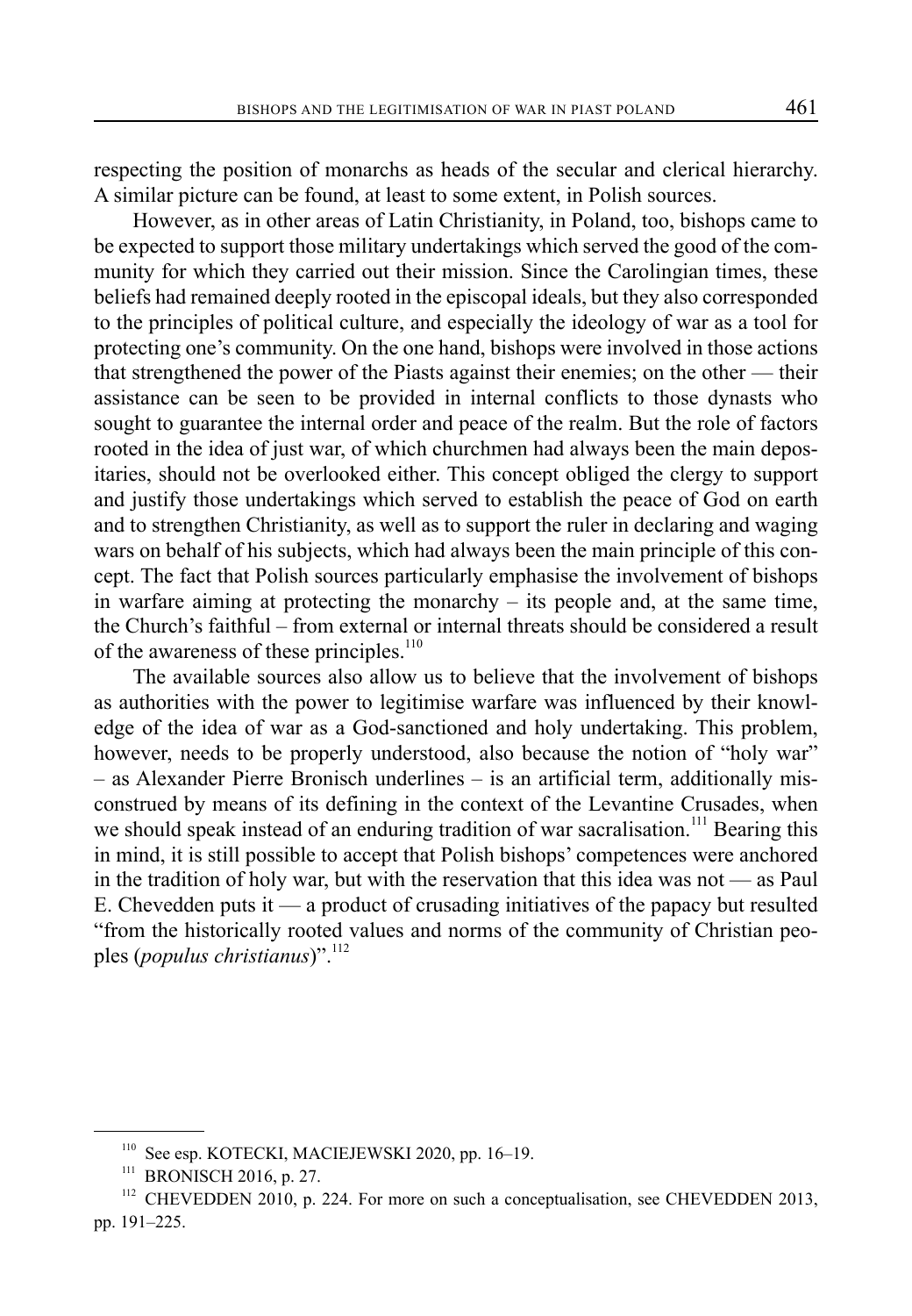respecting the position of monarchs as heads of the secular and clerical hierarchy. A similar picture can be found, at least to some extent, in Polish sources.

However, as in other areas of Latin Christianity, in Poland, too, bishops came to be expected to support those military undertakings which served the good of the community for which they carried out their mission. Since the Carolingian times, these beliefs had remained deeply rooted in the episcopal ideals, but they also corresponded to the principles of political culture, and especially the ideology of war as a tool for protecting one's community. On the one hand, bishops were involved in those actions that strengthened the power of the Piasts against their enemies; on the other — their assistance can be seen to be provided in internal conflicts to those dynasts who sought to guarantee the internal order and peace of the realm. But the role of factors rooted in the idea of just war, of which churchmen had always been the main depositaries, should not be overlooked either. This concept obliged the clergy to support and justify those undertakings which served to establish the peace of God on earth and to strengthen Christianity, as well as to support the ruler in declaring and waging wars on behalf of his subjects, which had always been the main principle of this concept. The fact that Polish sources particularly emphasise the involvement of bishops in warfare aiming at protecting the monarchy – its people and, at the same time, the Church's faithful – from external or internal threats should be considered a result of the awareness of these principles.[110]

The available sources also allow us to believe that the involvement of bishops as authorities with the power to legitimise warfare was influenced by their knowledge of the idea of war as a God-sanctioned and holy undertaking. This problem, however, needs to be properly understood, also because the notion of "holy war" – as Alexander Pierre Bronisch underlines – is an artificial term, additionally misconstrued by means of its defining in the context of the Levantine Crusades, when we should speak instead of an enduring tradition of war sacralisation.[111] Bearing this in mind, it is still possible to accept that Polish bishops' competences were anchored in the tradition of holy war, but with the reservation that this idea was not — as Paul E. Chevedden puts it — a product of crusading initiatives of the papacy but resulted "from the historically rooted values and norms of the community of Christian peoples (*populus christianus*)".[112]

---

[110] See esp. KOTECKI, MACIEJEWSKI 2020, pp. 16–19.

[111] BRONISCH 2016, p. 27.

[112] CHEVEDDEN 2010, p. 224. For more on such a conceptualisation, see CHEVEDDEN 2013, pp. 191–225.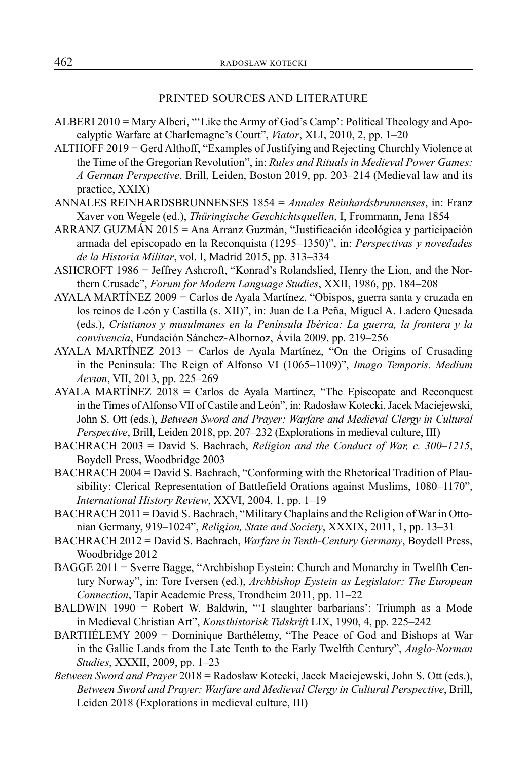## PRINTED SOURCES AND LITERATURE

ALBERI 2010 = Mary Alberi, "'Like the Army of God's Camp': Political Theology and Apocalyptic Warfare at Charlemagne's Court", *Viator*, XLI, 2010, 2, pp. 1–20

ALTHOFF 2019 = Gerd Althoff, "Examples of Justifying and Rejecting Churchly Violence at the Time of the Gregorian Revolution", in: *Rules and Rituals in Medieval Power Games: A German Perspective*, Brill, Leiden, Boston 2019, pp. 203–214 (Medieval law and its practice, XXIX)

ANNALES REINHARDSBRUNNENSES 1854 = *Annales Reinhardsbrunnenses*, in: Franz Xaver von Wegele (ed.), *Thüringische Geschichtsquellen*, I, Frommann, Jena 1854

ARRANZ GUZMÁN 2015 = Ana Arranz Guzmán, "Justificación ideológica y participación armada del episcopado en la Reconquista (1295–1350)", in: *Perspectivas y novedades de la Historia Militar*, vol. I, Madrid 2015, pp. 313–334

ASHCROFT 1986 = Jeffrey Ashcroft, "Konrad's Rolandslied, Henry the Lion, and the Northern Crusade", *Forum for Modern Language Studies*, XXII, 1986, pp. 184–208

AYALA MARTÍNEZ 2009 = Carlos de Ayala Martínez, "Obispos, guerra santa y cruzada en los reinos de León y Castilla (s. XII)", in: Juan de La Peña, Miguel A. Ladero Quesada (eds.), *Cristianos y musulmanes en la Península Ibérica: La guerra, la frontera y la convivencia*, Fundación Sánchez-Albornoz, Ávila 2009, pp. 219–256

AYALA MARTÍNEZ 2013 = Carlos de Ayala Martínez, "On the Origins of Crusading in the Peninsula: The Reign of Alfonso VI (1065–1109)", *Imago Temporis. Medium Aevum*, VII, 2013, pp. 225–269

AYALA MARTÍNEZ 2018 = Carlos de Ayala Martínez, "The Episcopate and Reconquest in the Times of Alfonso VII of Castile and León", in: Radosław Kotecki, Jacek Maciejewski, John S. Ott (eds.), *Between Sword and Prayer: Warfare and Medieval Clergy in Cultural Perspective*, Brill, Leiden 2018, pp. 207–232 (Explorations in medieval culture, III)

BACHRACH 2003 = David S. Bachrach, *Religion and the Conduct of War, c. 300–1215*, Boydell Press, Woodbridge 2003

BACHRACH 2004 = David S. Bachrach, "Conforming with the Rhetorical Tradition of Plausibility: Clerical Representation of Battlefield Orations against Muslims, 1080–1170", *International History Review*, XXVI, 2004, 1, pp. 1–19

BACHRACH 2011 = David S. Bachrach, "Military Chaplains and the Religion of War in Ottonian Germany, 919–1024", *Religion, State and Society*, XXXIX, 2011, 1, pp. 13–31

BACHRACH 2012 = David S. Bachrach, *Warfare in Tenth-Century Germany*, Boydell Press, Woodbridge 2012

BAGGE 2011 = Sverre Bagge, "Archbishop Eystein: Church and Monarchy in Twelfth Century Norway", in: Tore Iversen (ed.), *Archbishop Eystein as Legislator: The European Connection*, Tapir Academic Press, Trondheim 2011, pp. 11–22

BALDWIN 1990 = Robert W. Baldwin, "'I slaughter barbarians': Triumph as a Mode in Medieval Christian Art", *Konsthistorisk Tidskrift* LIX, 1990, 4, pp. 225–242

BARTHÉLEMY 2009 = Dominique Barthélemy, "The Peace of God and Bishops at War in the Gallic Lands from the Late Tenth to the Early Twelfth Century", *Anglo-Norman Studies*, XXXII, 2009, pp. 1–23

*Between Sword and Prayer* 2018 = Radosław Kotecki, Jacek Maciejewski, John S. Ott (eds.), *Between Sword and Prayer: Warfare and Medieval Clergy in Cultural Perspective*, Brill, Leiden 2018 (Explorations in medieval culture, III)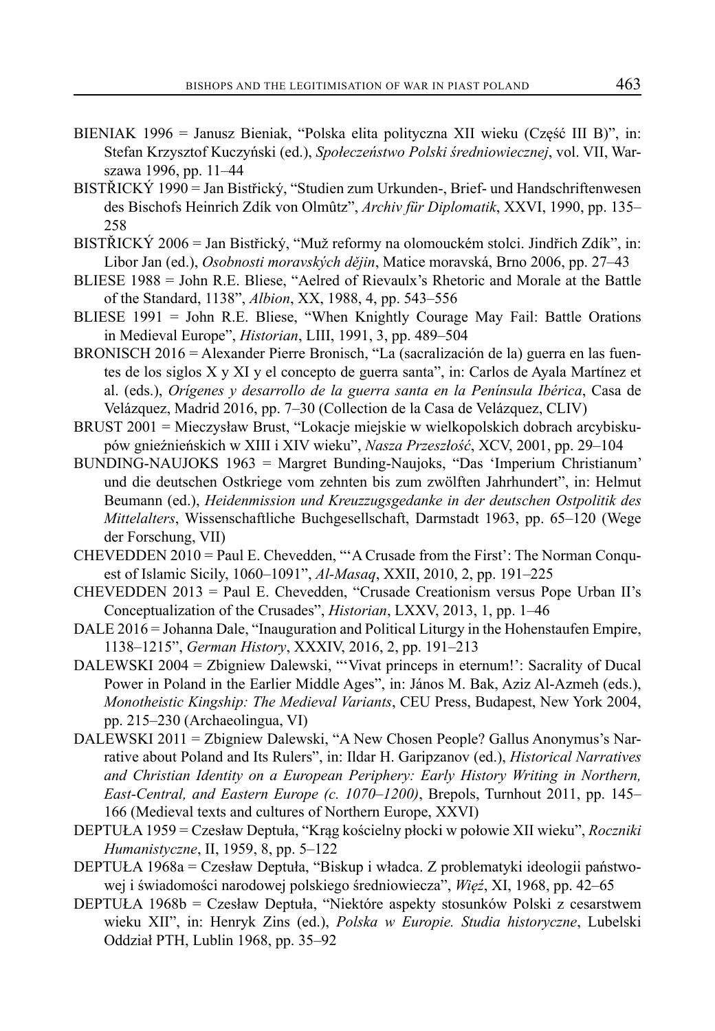BIENIAK 1996 = Janusz Bieniak, "Polska elita polityczna XII wieku (Część III B)", in: Stefan Krzysztof Kuczyński (ed.), *Społeczeństwo Polski średniowiecznej*, vol. VII, Warszawa 1996, pp. 11–44

BISTŘICKÝ 1990 = Jan Bistřický, "Studien zum Urkunden-, Brief- und Handschriftenwesen des Bischofs Heinrich Zdík von Olmûtz", *Archiv für Diplomatik*, XXVI, 1990, pp. 135–258

BISTŘICKÝ 2006 = Jan Bistřický, "Muž reformy na olomouckém stolci. Jindřich Zdík", in: Libor Jan (ed.), *Osobnosti moravských dějin*, Matice moravská, Brno 2006, pp. 27–43

BLIESE 1988 = John R.E. Bliese, "Aelred of Rievaulx's Rhetoric and Morale at the Battle of the Standard, 1138", *Albion*, XX, 1988, 4, pp. 543–556

BLIESE 1991 = John R.E. Bliese, "When Knightly Courage May Fail: Battle Orations in Medieval Europe", *Historian*, LIII, 1991, 3, pp. 489–504

BRONISCH 2016 = Alexander Pierre Bronisch, "La (sacralización de la) guerra en las fuentes de los siglos X y XI y el concepto de guerra santa", in: Carlos de Ayala Martínez et al. (eds.), *Orígenes y desarrollo de la guerra santa en la Península Ibérica*, Casa de Velázquez, Madrid 2016, pp. 7–30 (Collection de la Casa de Velázquez, CLIV)

BRUST 2001 = Mieczysław Brust, "Lokacje miejskie w wielkopolskich dobrach arcybiskupów gnieźnieńskich w XIII i XIV wieku", *Nasza Przeszłość*, XCV, 2001, pp. 29–104

BUNDING-NAUJOKS 1963 = Margret Bunding-Naujoks, "Das 'Imperium Christianum' und die deutschen Ostkriege vom zehnten bis zum zwölften Jahrhundert", in: Helmut Beumann (ed.), *Heidenmission und Kreuzzugsgedanke in der deutschen Ostpolitik des Mittelalters*, Wissenschaftliche Buchgesellschaft, Darmstadt 1963, pp. 65–120 (Wege der Forschung, VII)

CHEVEDDEN 2010 = Paul E. Chevedden, "'A Crusade from the First': The Norman Conquest of Islamic Sicily, 1060–1091", *Al-Masaq*, XXII, 2010, 2, pp. 191–225

CHEVEDDEN 2013 = Paul E. Chevedden, "Crusade Creationism versus Pope Urban II's Conceptualization of the Crusades", *Historian*, LXXV, 2013, 1, pp. 1–46

DALE 2016 = Johanna Dale, "Inauguration and Political Liturgy in the Hohenstaufen Empire, 1138–1215", *German History*, XXXIV, 2016, 2, pp. 191–213

DALEWSKI 2004 = Zbigniew Dalewski, "'Vivat princeps in eternum!': Sacrality of Ducal Power in Poland in the Earlier Middle Ages", in: János M. Bak, Aziz Al-Azmeh (eds.), *Monotheistic Kingship: The Medieval Variants*, CEU Press, Budapest, New York 2004, pp. 215–230 (Archaeolingua, VI)

DALEWSKI 2011 = Zbigniew Dalewski, "A New Chosen People? Gallus Anonymus's Narrative about Poland and Its Rulers", in: Ildar H. Garipzanov (ed.), *Historical Narratives and Christian Identity on a European Periphery: Early History Writing in Northern, East-Central, and Eastern Europe (c. 1070–1200)*, Brepols, Turnhout 2011, pp. 145–166 (Medieval texts and cultures of Northern Europe, XXVI)

DEPTUŁA 1959 = Czesław Deptuła, "Krąg kościelny płocki w połowie XII wieku", *Roczniki Humanistyczne*, II, 1959, 8, pp. 5–122

DEPTUŁA 1968a = Czesław Deptuła, "Biskup i władca. Z problematyki ideologii państwowej i świadomości narodowej polskiego średniowiecza", *Więź*, XI, 1968, pp. 42–65

DEPTUŁA 1968b = Czesław Deptuła, "Niektóre aspekty stosunków Polski z cesarstwem wieku XII", in: Henryk Zins (ed.), *Polska w Europie. Studia historyczne*, Lubelski Oddział PTH, Lublin 1968, pp. 35–92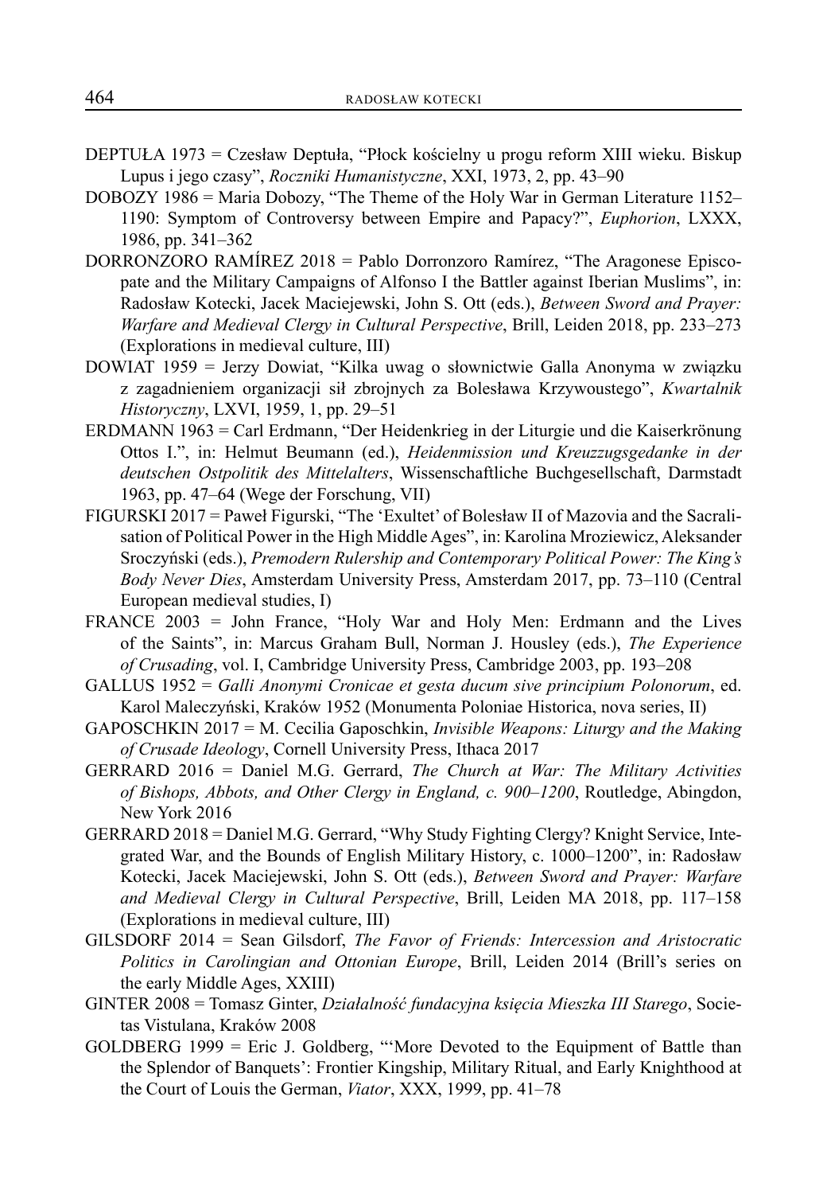DEPTUŁA 1973 = Czesław Deptuła, "Płock kościelny u progu reform XIII wieku. Biskup Lupus i jego czasy", *Roczniki Humanistyczne*, XXI, 1973, 2, pp. 43–90

DOBOZY 1986 = Maria Dobozy, "The Theme of the Holy War in German Literature 1152–1190: Symptom of Controversy between Empire and Papacy?", *Euphorion*, LXXX, 1986, pp. 341–362

DORRONZORO RAMÍREZ 2018 = Pablo Dorronzoro Ramírez, "The Aragonese Episcopate and the Military Campaigns of Alfonso I the Battler against Iberian Muslims", in: Radosław Kotecki, Jacek Maciejewski, John S. Ott (eds.), *Between Sword and Prayer: Warfare and Medieval Clergy in Cultural Perspective*, Brill, Leiden 2018, pp. 233–273 (Explorations in medieval culture, III)

DOWIAT 1959 = Jerzy Dowiat, "Kilka uwag o słownictwie Galla Anonyma w związku z zagadnieniem organizacji sił zbrojnych za Bolesława Krzywoustego", *Kwartalnik Historyczny*, LXVI, 1959, 1, pp. 29–51

ERDMANN 1963 = Carl Erdmann, "Der Heidenkrieg in der Liturgie und die Kaiserkrönung Ottos I.", in: Helmut Beumann (ed.), *Heidenmission und Kreuzzugsgedanke in der deutschen Ostpolitik des Mittelalters*, Wissenschaftliche Buchgesellschaft, Darmstadt 1963, pp. 47–64 (Wege der Forschung, VII)

FIGURSKI 2017 = Paweł Figurski, "The 'Exultet' of Bolesław II of Mazovia and the Sacralisation of Political Power in the High Middle Ages", in: Karolina Mroziewicz, Aleksander Sroczyński (eds.), *Premodern Rulership and Contemporary Political Power: The King's Body Never Dies*, Amsterdam University Press, Amsterdam 2017, pp. 73–110 (Central European medieval studies, I)

FRANCE 2003 = John France, "Holy War and Holy Men: Erdmann and the Lives of the Saints", in: Marcus Graham Bull, Norman J. Housley (eds.), *The Experience of Crusading*, vol. I, Cambridge University Press, Cambridge 2003, pp. 193–208

GALLUS 1952 = *Galli Anonymi Cronicae et gesta ducum sive principium Polonorum*, ed. Karol Maleczyński, Kraków 1952 (Monumenta Poloniae Historica, nova series, II)

GAPOSCHKIN 2017 = M. Cecilia Gaposchkin, *Invisible Weapons: Liturgy and the Making of Crusade Ideology*, Cornell University Press, Ithaca 2017

GERRARD 2016 = Daniel M.G. Gerrard, *The Church at War: The Military Activities of Bishops, Abbots, and Other Clergy in England, c. 900–1200*, Routledge, Abingdon, New York 2016

GERRARD 2018 = Daniel M.G. Gerrard, "Why Study Fighting Clergy? Knight Service, Integrated War, and the Bounds of English Military History, c. 1000–1200", in: Radosław Kotecki, Jacek Maciejewski, John S. Ott (eds.), *Between Sword and Prayer: Warfare and Medieval Clergy in Cultural Perspective*, Brill, Leiden MA 2018, pp. 117–158 (Explorations in medieval culture, III)

GILSDORF 2014 = Sean Gilsdorf, *The Favor of Friends: Intercession and Aristocratic Politics in Carolingian and Ottonian Europe*, Brill, Leiden 2014 (Brill's series on the early Middle Ages, XXIII)

GINTER 2008 = Tomasz Ginter, *Działalność fundacyjna księcia Mieszka III Starego*, Societas Vistulana, Kraków 2008

GOLDBERG 1999 = Eric J. Goldberg, "'More Devoted to the Equipment of Battle than the Splendor of Banquets': Frontier Kingship, Military Ritual, and Early Knighthood at the Court of Louis the German, *Viator*, XXX, 1999, pp. 41–78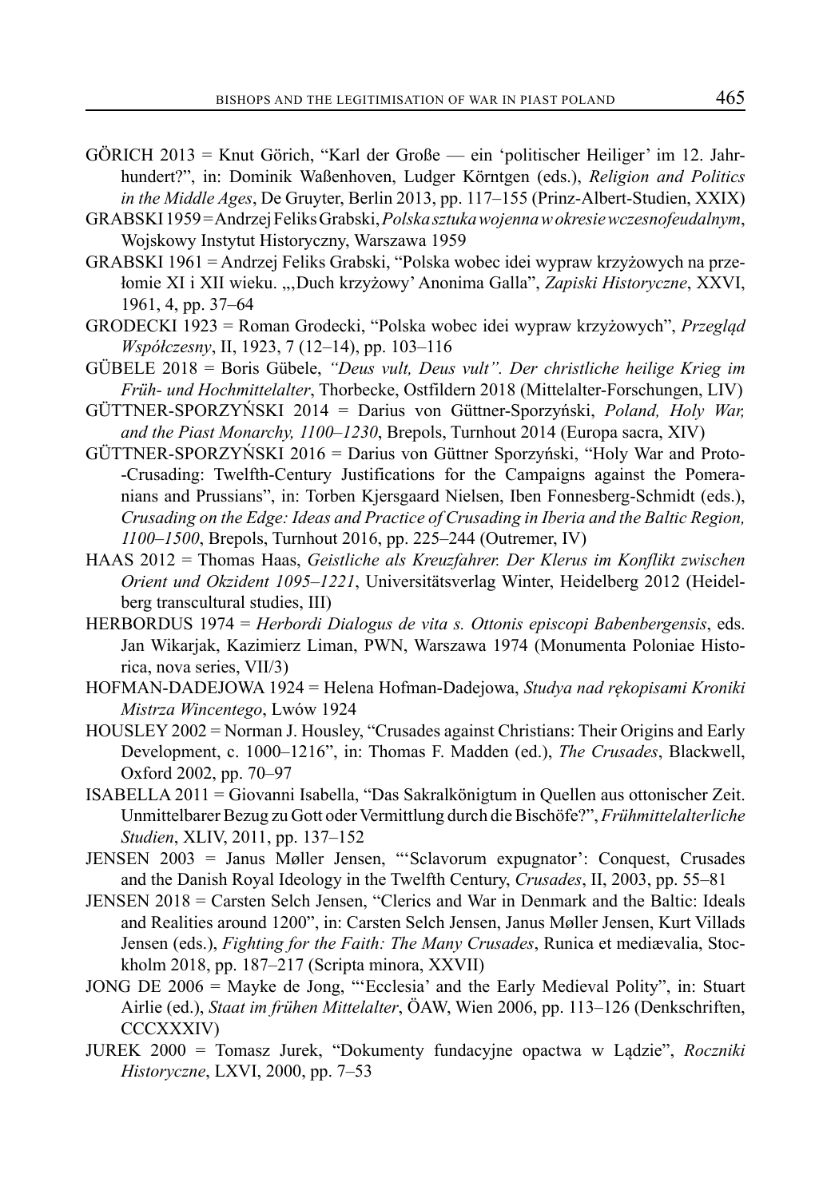GÖRICH 2013 = Knut Görich, "Karl der Große — ein 'politischer Heiliger' im 12. Jahrhundert?", in: Dominik Waßenhoven, Ludger Körntgen (eds.), *Religion and Politics in the Middle Ages*, De Gruyter, Berlin 2013, pp. 117–155 (Prinz-Albert-Studien, XXIX)

GRABSKI 1959 = Andrzej Feliks Grabski, *Polska sztuka wojenna w okresie wczesnofeudalnym*, Wojskowy Instytut Historyczny, Warszawa 1959

GRABSKI 1961 = Andrzej Feliks Grabski, "Polska wobec idei wypraw krzyżowych na przełomie XI i XII wieku. „'Duch krzyżowy' Anonima Galla", *Zapiski Historyczne*, XXVI, 1961, 4, pp. 37–64

GRODECKI 1923 = Roman Grodecki, "Polska wobec idei wypraw krzyżowych", *Przegląd Współczesny*, II, 1923, 7 (12–14), pp. 103–116

GÜBELE 2018 = Boris Gübele, *"Deus vult, Deus vult". Der christliche heilige Krieg im Früh- und Hochmittelalter*, Thorbecke, Ostfildern 2018 (Mittelalter-Forschungen, LIV)

GÜTTNER-SPORZYŃSKI 2014 = Darius von Güttner-Sporzyński, *Poland, Holy War, and the Piast Monarchy, 1100–1230*, Brepols, Turnhout 2014 (Europa sacra, XIV)

GÜTTNER-SPORZYŃSKI 2016 = Darius von Güttner Sporzyński, "Holy War and Proto-Crusading: Twelfth-Century Justifications for the Campaigns against the Pomeranians and Prussians", in: Torben Kjersgaard Nielsen, Iben Fonnesberg-Schmidt (eds.), *Crusading on the Edge: Ideas and Practice of Crusading in Iberia and the Baltic Region, 1100–1500*, Brepols, Turnhout 2016, pp. 225–244 (Outremer, IV)

HAAS 2012 = Thomas Haas, *Geistliche als Kreuzfahrer. Der Klerus im Konflikt zwischen Orient und Okzident 1095–1221*, Universitätsverlag Winter, Heidelberg 2012 (Heidelberg transcultural studies, III)

HERBORDUS 1974 = *Herbordi Dialogus de vita s. Ottonis episcopi Babenbergensis*, eds. Jan Wikarjak, Kazimierz Liman, PWN, Warszawa 1974 (Monumenta Poloniae Historica, nova series, VII/3)

HOFMAN-DADEJOWA 1924 = Helena Hofman-Dadejowa, *Studya nad rękopisami Kroniki Mistrza Wincentego*, Lwów 1924

HOUSLEY 2002 = Norman J. Housley, "Crusades against Christians: Their Origins and Early Development, c. 1000–1216", in: Thomas F. Madden (ed.), *The Crusades*, Blackwell, Oxford 2002, pp. 70–97

ISABELLA 2011 = Giovanni Isabella, "Das Sakralkönigtum in Quellen aus ottonischer Zeit. Unmittelbarer Bezug zu Gott oder Vermittlung durch die Bischöfe?", *Frühmittelalterliche Studien*, XLIV, 2011, pp. 137–152

JENSEN 2003 = Janus Møller Jensen, "'Sclavorum expugnator': Conquest, Crusades and the Danish Royal Ideology in the Twelfth Century, *Crusades*, II, 2003, pp. 55–81

JENSEN 2018 = Carsten Selch Jensen, "Clerics and War in Denmark and the Baltic: Ideals and Realities around 1200", in: Carsten Selch Jensen, Janus Møller Jensen, Kurt Villads Jensen (eds.), *Fighting for the Faith: The Many Crusades*, Runica et mediævalia, Stockholm 2018, pp. 187–217 (Scripta minora, XXVII)

JONG DE 2006 = Mayke de Jong, "'Ecclesia' and the Early Medieval Polity", in: Stuart Airlie (ed.), *Staat im frühen Mittelalter*, ÖAW, Wien 2006, pp. 113–126 (Denkschriften, CCCXXXIV)

JUREK 2000 = Tomasz Jurek, "Dokumenty fundacyjne opactwa w Lądzie", *Roczniki Historyczne*, LXVI, 2000, pp. 7–53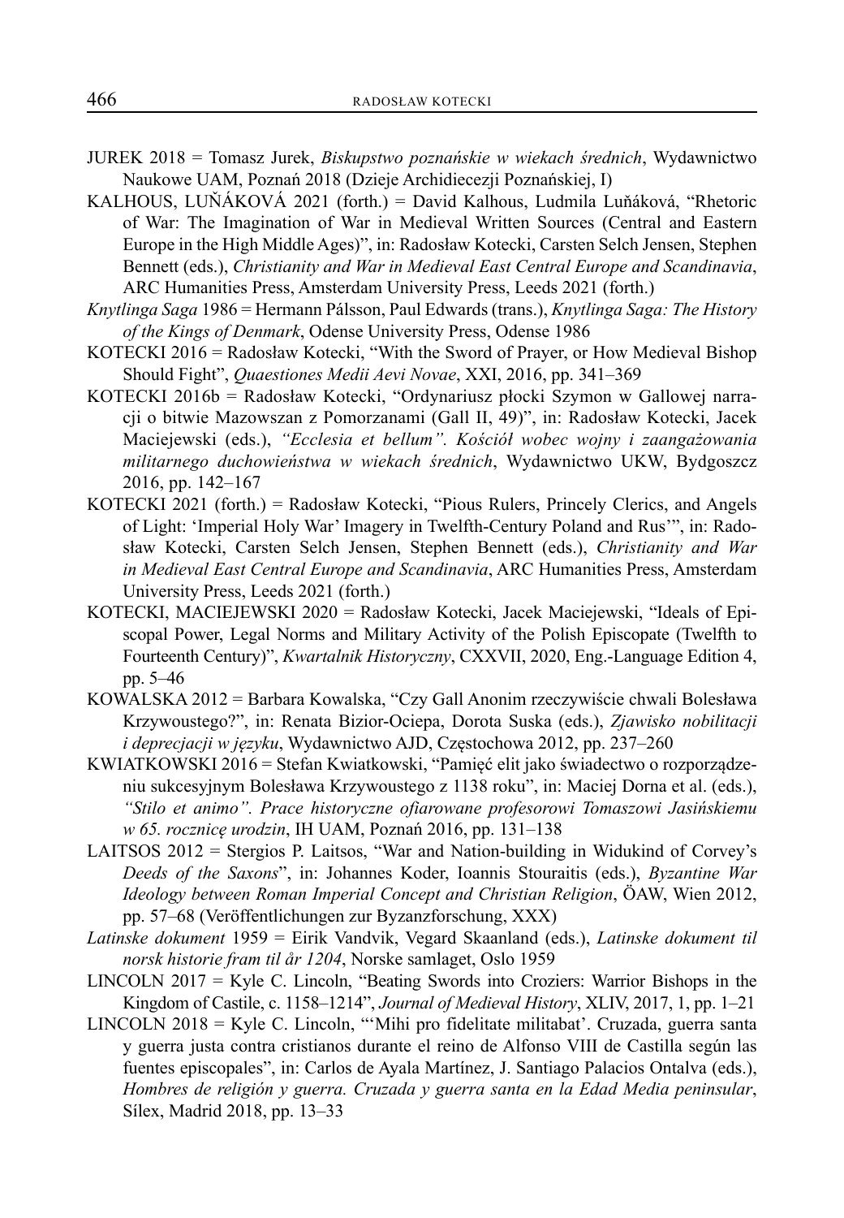JUREK 2018 = Tomasz Jurek, *Biskupstwo poznańskie w wiekach średnich*, Wydawnictwo Naukowe UAM, Poznań 2018 (Dzieje Archidiecezji Poznańskiej, I)

KALHOUS, LUŇÁKOVÁ 2021 (forth.) = David Kalhous, Ludmila Luňáková, "Rhetoric of War: The Imagination of War in Medieval Written Sources (Central and Eastern Europe in the High Middle Ages)", in: Radosław Kotecki, Carsten Selch Jensen, Stephen Bennett (eds.), *Christianity and War in Medieval East Central Europe and Scandinavia*, ARC Humanities Press, Amsterdam University Press, Leeds 2021 (forth.)

*Knytlinga Saga* 1986 = Hermann Pálsson, Paul Edwards (trans.), *Knytlinga Saga: The History of the Kings of Denmark*, Odense University Press, Odense 1986

KOTECKI 2016 = Radosław Kotecki, "With the Sword of Prayer, or How Medieval Bishop Should Fight", *Quaestiones Medii Aevi Novae*, XXI, 2016, pp. 341–369

KOTECKI 2016b = Radosław Kotecki, "Ordynariusz płocki Szymon w Gallowej narracji o bitwie Mazowszan z Pomorzanami (Gall II, 49)", in: Radosław Kotecki, Jacek Maciejewski (eds.), *"Ecclesia et bellum". Kościół wobec wojny i zaangażowania militarnego duchowieństwa w wiekach średnich*, Wydawnictwo UKW, Bydgoszcz 2016, pp. 142–167

KOTECKI 2021 (forth.) = Radosław Kotecki, "Pious Rulers, Princely Clerics, and Angels of Light: 'Imperial Holy War' Imagery in Twelfth-Century Poland and Rus'", in: Radosław Kotecki, Carsten Selch Jensen, Stephen Bennett (eds.), *Christianity and War in Medieval East Central Europe and Scandinavia*, ARC Humanities Press, Amsterdam University Press, Leeds 2021 (forth.)

KOTECKI, MACIEJEWSKI 2020 = Radosław Kotecki, Jacek Maciejewski, "Ideals of Episcopal Power, Legal Norms and Military Activity of the Polish Episcopate (Twelfth to Fourteenth Century)", *Kwartalnik Historyczny*, CXXVII, 2020, Eng.-Language Edition 4, pp. 5–46

KOWALSKA 2012 = Barbara Kowalska, "Czy Gall Anonim rzeczywiście chwali Bolesława Krzywoustego?", in: Renata Bizior-Ociepa, Dorota Suska (eds.), *Zjawisko nobilitacji i deprecjacji w języku*, Wydawnictwo AJD, Częstochowa 2012, pp. 237–260

KWIATKOWSKI 2016 = Stefan Kwiatkowski, "Pamięć elit jako świadectwo o rozporządzeniu sukcesyjnym Bolesława Krzywoustego z 1138 roku", in: Maciej Dorna et al. (eds.), *"Stilo et animo". Prace historyczne ofiarowane profesorowi Tomaszowi Jasińskiemu w 65. rocznicę urodzin*, IH UAM, Poznań 2016, pp. 131–138

LAITSOS 2012 = Stergios P. Laitsos, "War and Nation-building in Widukind of Corvey's *Deeds of the Saxons*", in: Johannes Koder, Ioannis Stouraitis (eds.), *Byzantine War Ideology between Roman Imperial Concept and Christian Religion*, ÖAW, Wien 2012, pp. 57–68 (Veröffentlichungen zur Byzanzforschung, XXX)

*Latinske dokument* 1959 = Eirik Vandvik, Vegard Skaanland (eds.), *Latinske dokument til norsk historie fram til år 1204*, Norske samlaget, Oslo 1959

LINCOLN 2017 = Kyle C. Lincoln, "Beating Swords into Croziers: Warrior Bishops in the Kingdom of Castile, c. 1158–1214", *Journal of Medieval History*, XLIV, 2017, 1, pp. 1–21

LINCOLN 2018 = Kyle C. Lincoln, "'Mihi pro fidelitate militabat'. Cruzada, guerra santa y guerra justa contra cristianos durante el reino de Alfonso VIII de Castilla según las fuentes episcopales", in: Carlos de Ayala Martínez, J. Santiago Palacios Ontalva (eds.), *Hombres de religión y guerra. Cruzada y guerra santa en la Edad Media peninsular*, Sílex, Madrid 2018, pp. 13–33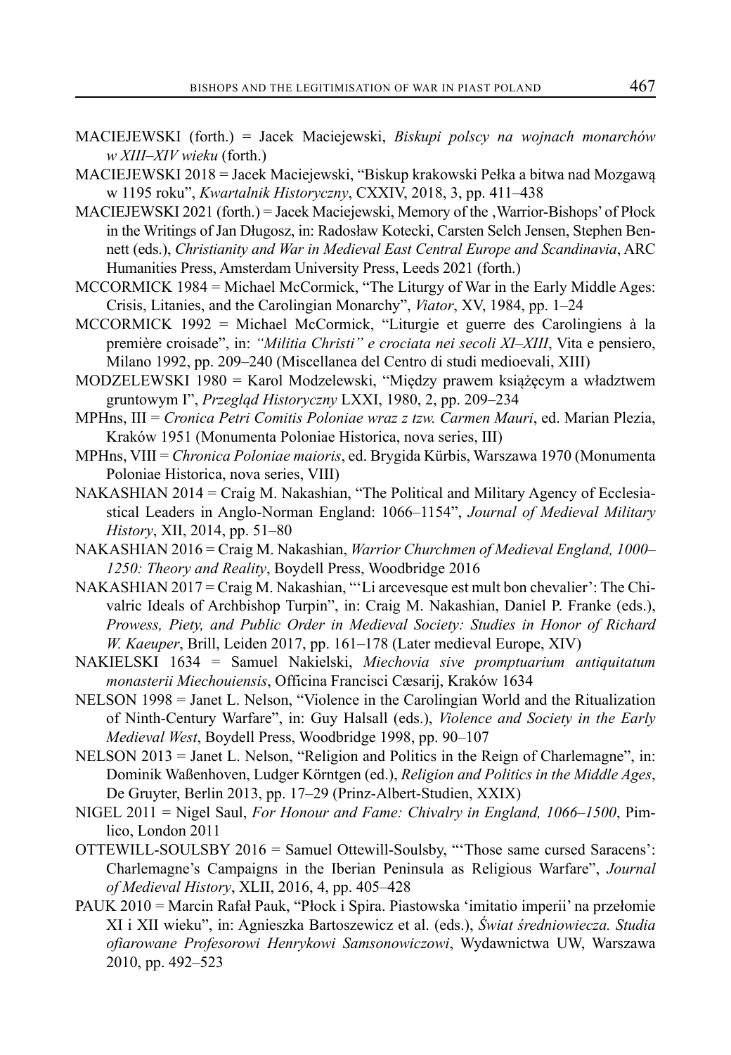MACIEJEWSKI (forth.) = Jacek Maciejewski, *Biskupi polscy na wojnach monarchów w XIII–XIV wieku* (forth.)

MACIEJEWSKI 2018 = Jacek Maciejewski, "Biskup krakowski Pełka a bitwa nad Mozgawą w 1195 roku", *Kwartalnik Historyczny*, CXXIV, 2018, 3, pp. 411–438

MACIEJEWSKI 2021 (forth.) = Jacek Maciejewski, Memory of the ,Warrior-Bishops' of Płock in the Writings of Jan Długosz, in: Radosław Kotecki, Carsten Selch Jensen, Stephen Bennett (eds.), *Christianity and War in Medieval East Central Europe and Scandinavia*, ARC Humanities Press, Amsterdam University Press, Leeds 2021 (forth.)

MCCORMICK 1984 = Michael McCormick, "The Liturgy of War in the Early Middle Ages: Crisis, Litanies, and the Carolingian Monarchy", *Viator*, XV, 1984, pp. 1–24

MCCORMICK 1992 = Michael McCormick, "Liturgie et guerre des Carolingiens à la première croisade", in: *"Militia Christi" e crociata nei secoli XI–XIII*, Vita e pensiero, Milano 1992, pp. 209–240 (Miscellanea del Centro di studi medioevali, XIII)

MODZELEWSKI 1980 = Karol Modzelewski, "Między prawem książęcym a władztwem gruntowym I", *Przegląd Historyczny* LXXI, 1980, 2, pp. 209–234

MPHns, III = *Cronica Petri Comitis Poloniae wraz z tzw. Carmen Mauri*, ed. Marian Plezia, Kraków 1951 (Monumenta Poloniae Historica, nova series, III)

MPHns, VIII = *Chronica Poloniae maioris*, ed. Brygida Kürbis, Warszawa 1970 (Monumenta Poloniae Historica, nova series, VIII)

NAKASHIAN 2014 = Craig M. Nakashian, "The Political and Military Agency of Ecclesiastical Leaders in Anglo-Norman England: 1066–1154", *Journal of Medieval Military History*, XII, 2014, pp. 51–80

NAKASHIAN 2016 = Craig M. Nakashian, *Warrior Churchmen of Medieval England, 1000–1250: Theory and Reality*, Boydell Press, Woodbridge 2016

NAKASHIAN 2017 = Craig M. Nakashian, "'Li arcevesque est mult bon chevalier': The Chivalric Ideals of Archbishop Turpin", in: Craig M. Nakashian, Daniel P. Franke (eds.), *Prowess, Piety, and Public Order in Medieval Society: Studies in Honor of Richard W. Kaeuper*, Brill, Leiden 2017, pp. 161–178 (Later medieval Europe, XIV)

NAKIELSKI 1634 = Samuel Nakielski, *Miechovia sive promptuarium antiquitatum monasterii Miechouiensis*, Officina Francisci Cæsarij, Kraków 1634

NELSON 1998 = Janet L. Nelson, "Violence in the Carolingian World and the Ritualization of Ninth-Century Warfare", in: Guy Halsall (eds.), *Violence and Society in the Early Medieval West*, Boydell Press, Woodbridge 1998, pp. 90–107

NELSON 2013 = Janet L. Nelson, "Religion and Politics in the Reign of Charlemagne", in: Dominik Waßenhoven, Ludger Körntgen (ed.), *Religion and Politics in the Middle Ages*, De Gruyter, Berlin 2013, pp. 17–29 (Prinz-Albert-Studien, XXIX)

NIGEL 2011 = Nigel Saul, *For Honour and Fame: Chivalry in England, 1066–1500*, Pimlico, London 2011

OTTEWILL-SOULSBY 2016 = Samuel Ottewill-Soulsby, "'Those same cursed Saracens': Charlemagne's Campaigns in the Iberian Peninsula as Religious Warfare", *Journal of Medieval History*, XLII, 2016, 4, pp. 405–428

PAUK 2010 = Marcin Rafał Pauk, "Płock i Spira. Piastowska 'imitatio imperii' na przełomie XI i XII wieku", in: Agnieszka Bartoszewicz et al. (eds.), *Świat średniowiecza. Studia ofiarowane Profesorowi Henrykowi Samsonowiczowi*, Wydawnictwa UW, Warszawa 2010, pp. 492–523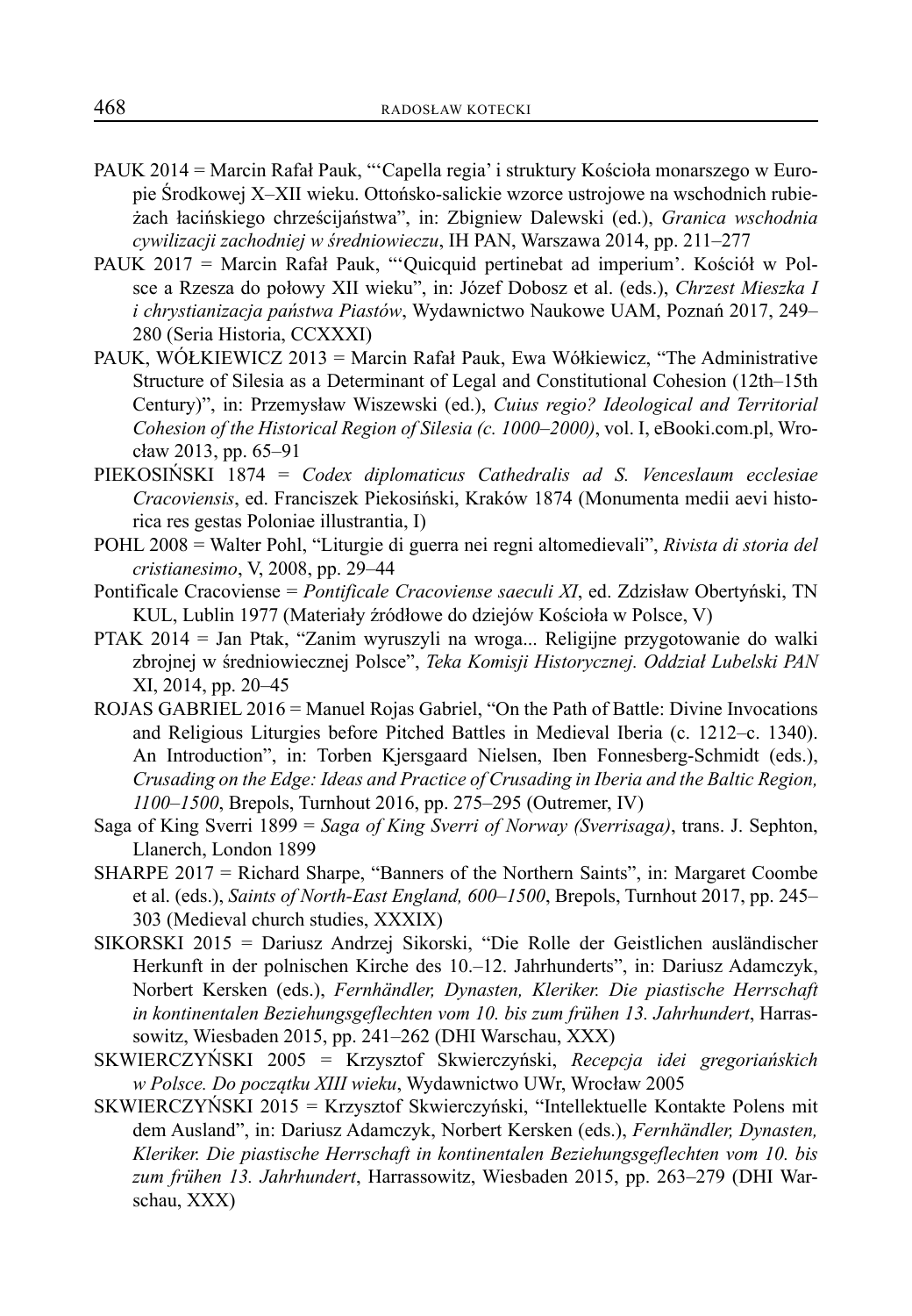PAUK 2014 = Marcin Rafał Pauk, "'Capella regia' i struktury Kościoła monarszego w Europie Środkowej X–XII wieku. Ottońsko-salickie wzorce ustrojowe na wschodnich rubieżach łacińskiego chrześcijaństwa", in: Zbigniew Dalewski (ed.), *Granica wschodnia cywilizacji zachodniej w średniowieczu*, IH PAN, Warszawa 2014, pp. 211–277

PAUK 2017 = Marcin Rafał Pauk, "'Quicquid pertinebat ad imperium'. Kościół w Polsce a Rzesza do połowy XII wieku", in: Józef Dobosz et al. (eds.), *Chrzest Mieszka I i chrystianizacja państwa Piastów*, Wydawnictwo Naukowe UAM, Poznań 2017, 249–280 (Seria Historia, CCXXXI)

PAUK, WÓŁKIEWICZ 2013 = Marcin Rafał Pauk, Ewa Wółkiewicz, "The Administrative Structure of Silesia as a Determinant of Legal and Constitutional Cohesion (12th–15th Century)", in: Przemysław Wiszewski (ed.), *Cuius regio? Ideological and Territorial Cohesion of the Historical Region of Silesia (c. 1000–2000)*, vol. I, eBooki.com.pl, Wrocław 2013, pp. 65–91

PIEKOSIŃSKI 1874 = *Codex diplomaticus Cathedralis ad S. Venceslaum ecclesiae Cracoviensis*, ed. Franciszek Piekosiński, Kraków 1874 (Monumenta medii aevi historica res gestas Poloniae illustrantia, I)

POHL 2008 = Walter Pohl, "Liturgie di guerra nei regni altomedievali", *Rivista di storia del cristianesimo*, V, 2008, pp. 29–44

Pontificale Cracoviense = *Pontificale Cracoviense saeculi XI*, ed. Zdzisław Obertyński, TN KUL, Lublin 1977 (Materiały źródłowe do dziejów Kościoła w Polsce, V)

PTAK 2014 = Jan Ptak, "Zanim wyruszyli na wroga... Religijne przygotowanie do walki zbrojnej w średniowiecznej Polsce", *Teka Komisji Historycznej. Oddział Lubelski PAN* XI, 2014, pp. 20–45

ROJAS GABRIEL 2016 = Manuel Rojas Gabriel, "On the Path of Battle: Divine Invocations and Religious Liturgies before Pitched Battles in Medieval Iberia (c. 1212–c. 1340). An Introduction", in: Torben Kjersgaard Nielsen, Iben Fonnesberg-Schmidt (eds.), *Crusading on the Edge: Ideas and Practice of Crusading in Iberia and the Baltic Region, 1100–1500*, Brepols, Turnhout 2016, pp. 275–295 (Outremer, IV)

Saga of King Sverri 1899 = *Saga of King Sverri of Norway (Sverrisaga)*, trans. J. Sephton, Llanerch, London 1899

SHARPE 2017 = Richard Sharpe, "Banners of the Northern Saints", in: Margaret Coombe et al. (eds.), *Saints of North-East England, 600–1500*, Brepols, Turnhout 2017, pp. 245–303 (Medieval church studies, XXXIX)

SIKORSKI 2015 = Dariusz Andrzej Sikorski, "Die Rolle der Geistlichen ausländischer Herkunft in der polnischen Kirche des 10.–12. Jahrhunderts", in: Dariusz Adamczyk, Norbert Kersken (eds.), *Fernhändler, Dynasten, Kleriker. Die piastische Herrschaft in kontinentalen Beziehungsgeflechten vom 10. bis zum frühen 13. Jahrhundert*, Harrassowitz, Wiesbaden 2015, pp. 241–262 (DHI Warschau, XXX)

SKWIERCZYŃSKI 2005 = Krzysztof Skwierczyński, *Recepcja idei gregoriańskich w Polsce. Do początku XIII wieku*, Wydawnictwo UWr, Wrocław 2005

SKWIERCZYŃSKI 2015 = Krzysztof Skwierczyński, "Intellektuelle Kontakte Polens mit dem Ausland", in: Dariusz Adamczyk, Norbert Kersken (eds.), *Fernhändler, Dynasten, Kleriker. Die piastische Herrschaft in kontinentalen Beziehungsgeflechten vom 10. bis zum frühen 13. Jahrhundert*, Harrassowitz, Wiesbaden 2015, pp. 263–279 (DHI Warschau, XXX)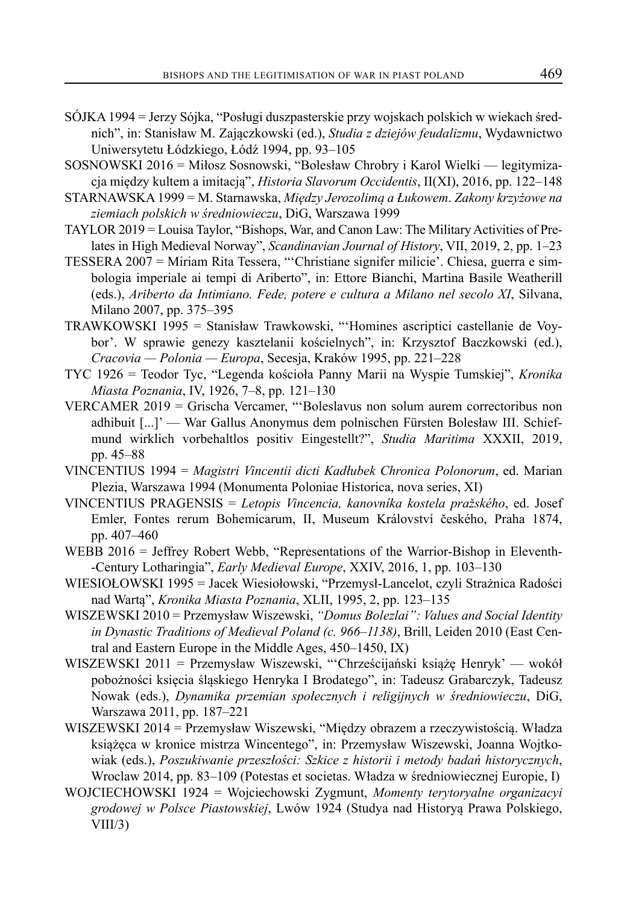SÓJKA 1994 = Jerzy Sójka, "Posługi duszpasterskie przy wojskach polskich w wiekach średnich", in: Stanisław M. Zajączkowski (ed.), *Studia z dziejów feudalizmu*, Wydawnictwo Uniwersytetu Łódzkiego, Łódź 1994, pp. 93–105

SOSNOWSKI 2016 = Miłosz Sosnowski, "Bolesław Chrobry i Karol Wielki — legitymizacja między kultem a imitacją", *Historia Slavorum Occidentis*, II(XI), 2016, pp. 122–148

STARNAWSKA 1999 = M. Starnawska, *Między Jerozolimą a Łukowem. Zakony krzyżowe na ziemiach polskich w średniowieczu*, DiG, Warszawa 1999

TAYLOR 2019 = Louisa Taylor, "Bishops, War, and Canon Law: The Military Activities of Prelates in High Medieval Norway", *Scandinavian Journal of History*, VII, 2019, 2, pp. 1–23

TESSERA 2007 = Miriam Rita Tessera, "'Christiane signifer milicie'. Chiesa, guerra e simbologia imperiale ai tempi di Ariberto", in: Ettore Bianchi, Martina Basile Weatherill (eds.), *Ariberto da Intimiano. Fede, potere e cultura a Milano nel secolo XI*, Silvana, Milano 2007, pp. 375–395

TRAWKOWSKI 1995 = Stanisław Trawkowski, "'Homines ascriptici castellanie de Voybor'. W sprawie genezy kasztelanii kościelnych", in: Krzysztof Baczkowski (ed.), *Cracovia — Polonia — Europa*, Secesja, Kraków 1995, pp. 221–228

TYC 1926 = Teodor Tyc, "Legenda kościoła Panny Marii na Wyspie Tumskiej", *Kronika Miasta Poznania*, IV, 1926, 7–8, pp. 121–130

VERCAMER 2019 = Grischa Vercamer, "'Boleslavus non solum aurem correctoribus non adhibuit [...]' — War Gallus Anonymus dem polnischen Fürsten Bolesław III. Schiefmund wirklich vorbehaltlos positiv Eingestellt?", *Studia Maritima* XXXII, 2019, pp. 45–88

VINCENTIUS 1994 = *Magistri Vincentii dicti Kadłubek Chronica Polonorum*, ed. Marian Plezia, Warszawa 1994 (Monumenta Poloniae Historica, nova series, XI)

VINCENTIUS PRAGENSIS = *Letopis Vincencia, kanovníka kostela pražského*, ed. Josef Emler, Fontes rerum Bohemicarum, II, Museum Království českého, Praha 1874, pp. 407–460

WEBB 2016 = Jeffrey Robert Webb, "Representations of the Warrior-Bishop in Eleventh-Century Lotharingia", *Early Medieval Europe*, XXIV, 2016, 1, pp. 103–130

WIESIOŁOWSKI 1995 = Jacek Wiesiołowski, "Przemysł-Lancelot, czyli Strażnica Radości nad Wartą", *Kronika Miasta Poznania*, XLII, 1995, 2, pp. 123–135

WISZEWSKI 2010 = Przemysław Wiszewski, *"Domus Bolezlai": Values and Social Identity in Dynastic Traditions of Medieval Poland (c. 966–1138)*, Brill, Leiden 2010 (East Central and Eastern Europe in the Middle Ages, 450–1450, IX)

WISZEWSKI 2011 = Przemysław Wiszewski, "'Chrześcijański książę Henryk' — wokół pobożności księcia śląskiego Henryka I Brodatego", in: Tadeusz Grabarczyk, Tadeusz Nowak (eds.), *Dynamika przemian społecznych i religijnych w średniowieczu*, DiG, Warszawa 2011, pp. 187–221

WISZEWSKI 2014 = Przemysław Wiszewski, "Między obrazem a rzeczywistością. Władza książęca w kronice mistrza Wincentego", in: Przemysław Wiszewski, Joanna Wojtkowiak (eds.), *Poszukiwanie przeszłości: Szkice z historii i metody badań historycznych*, Wroclaw 2014, pp. 83–109 (Potestas et societas. Władza w średniowiecznej Europie, I)

WOJCIECHOWSKI 1924 = Wojciechowski Zygmunt, *Momenty terytoryalne organizacyi grodowej w Polsce Piastowskiej*, Lwów 1924 (Studya nad Historyą Prawa Polskiego, VIII/3)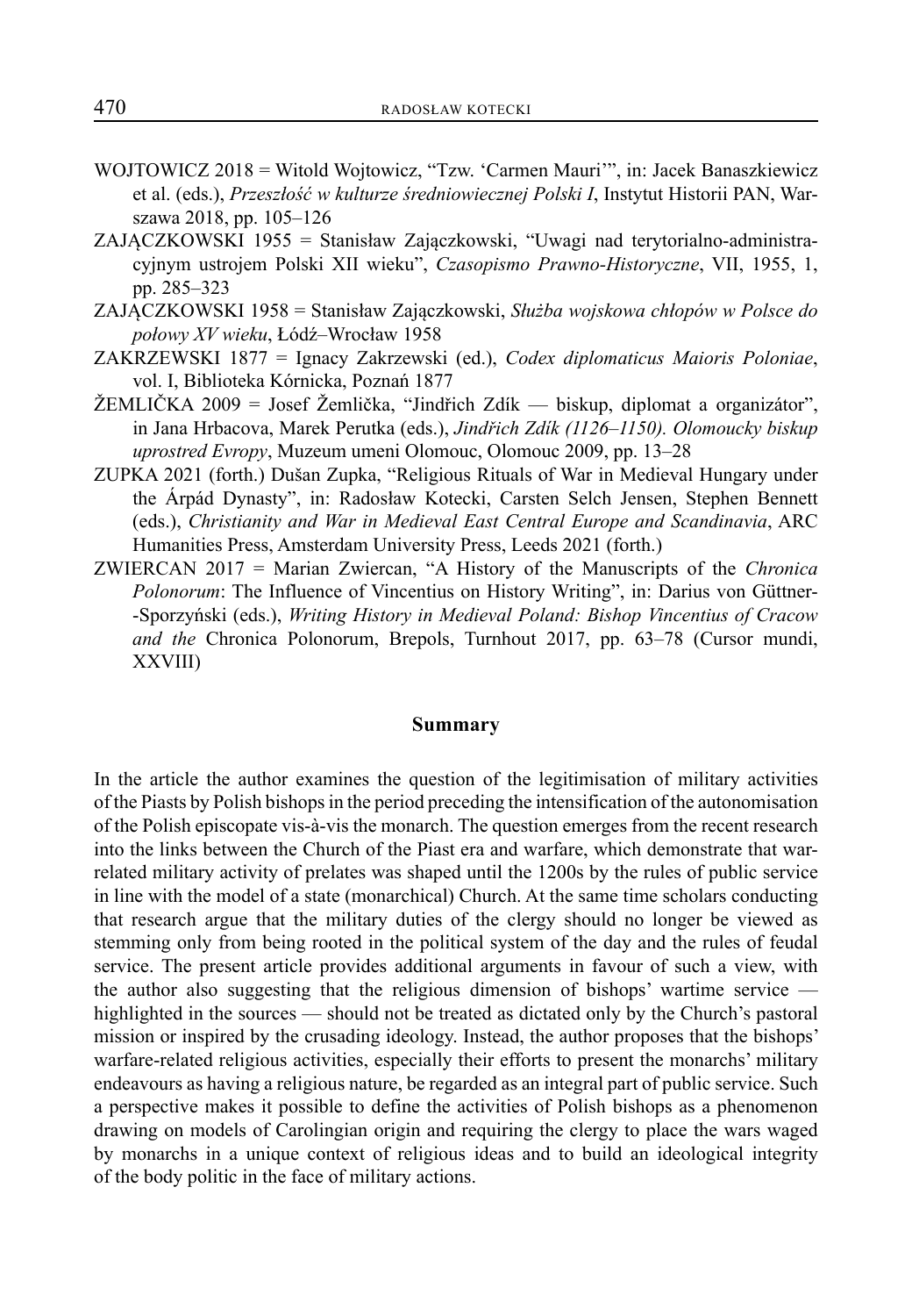WOJTOWICZ 2018 = Witold Wojtowicz, "Tzw. 'Carmen Mauri'", in: Jacek Banaszkiewicz et al. (eds.), *Przeszłość w kulturze średniowiecznej Polski I*, Instytut Historii PAN, Warszawa 2018, pp. 105–126

ZAJĄCZKOWSKI 1955 = Stanisław Zajączkowski, "Uwagi nad terytorialno-administracyjnym ustrojem Polski XII wieku", *Czasopismo Prawno-Historyczne*, VII, 1955, 1, pp. 285–323

ZAJĄCZKOWSKI 1958 = Stanisław Zajączkowski, *Służba wojskowa chłopów w Polsce do połowy XV wieku*, Łódź–Wrocław 1958

ZAKRZEWSKI 1877 = Ignacy Zakrzewski (ed.), *Codex diplomaticus Maioris Poloniae*, vol. I, Biblioteka Kórnicka, Poznań 1877

ŽEMLIČKA 2009 = Josef Žemlička, "Jindřich Zdík — biskup, diplomat a organizátor", in Jana Hrbacova, Marek Perutka (eds.), *Jindřich Zdík (1126–1150). Olomoucky biskup uprostred Evropy*, Muzeum umeni Olomouc, Olomouc 2009, pp. 13–28

ZUPKA 2021 (forth.) Dušan Zupka, "Religious Rituals of War in Medieval Hungary under the Árpád Dynasty", in: Radosław Kotecki, Carsten Selch Jensen, Stephen Bennett (eds.), *Christianity and War in Medieval East Central Europe and Scandinavia*, ARC Humanities Press, Amsterdam University Press, Leeds 2021 (forth.)

ZWIERCAN 2017 = Marian Zwiercan, "A History of the Manuscripts of the *Chronica Polonorum*: The Influence of Vincentius on History Writing", in: Darius von Güttner-Sporzyński (eds.), *Writing History in Medieval Poland: Bishop Vincentius of Cracow and the* Chronica Polonorum, Brepols, Turnhout 2017, pp. 63–78 (Cursor mundi, XXVIII)

## Summary

In the article the author examines the question of the legitimisation of military activities of the Piasts by Polish bishops in the period preceding the intensification of the autonomisation of the Polish episcopate vis-à-vis the monarch. The question emerges from the recent research into the links between the Church of the Piast era and warfare, which demonstrate that war-related military activity of prelates was shaped until the 1200s by the rules of public service in line with the model of a state (monarchical) Church. At the same time scholars conducting that research argue that the military duties of the clergy should no longer be viewed as stemming only from being rooted in the political system of the day and the rules of feudal service. The present article provides additional arguments in favour of such a view, with the author also suggesting that the religious dimension of bishops' wartime service — highlighted in the sources — should not be treated as dictated only by the Church's pastoral mission or inspired by the crusading ideology. Instead, the author proposes that the bishops' warfare-related religious activities, especially their efforts to present the monarchs' military endeavours as having a religious nature, be regarded as an integral part of public service. Such a perspective makes it possible to define the activities of Polish bishops as a phenomenon drawing on models of Carolingian origin and requiring the clergy to place the wars waged by monarchs in a unique context of religious ideas and to build an ideological integrity of the body politic in the face of military actions.